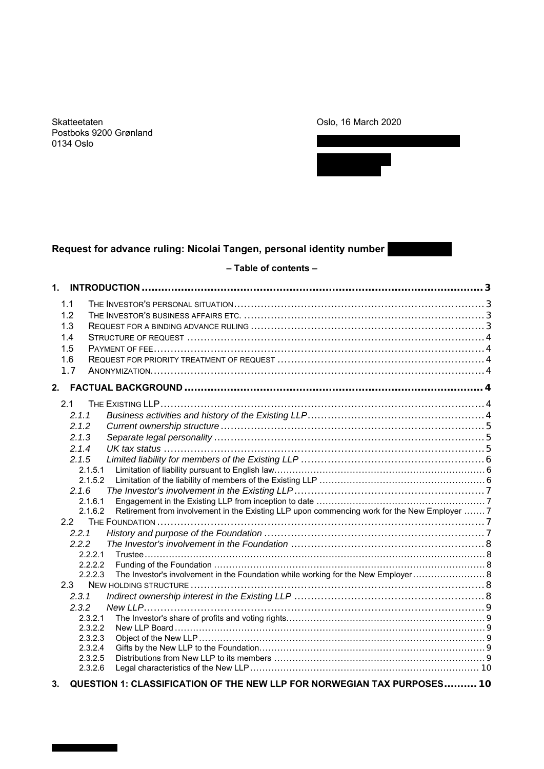Skatteetaten
Postboks 9200 Grønland
0134 Oslo

Oslo, 16 March 2020

**Request for advance ruling: Nicolai Tangen, personal identity number**

**– Table of contents –**

1. **INTRODUCTION** ..... 3
   - 1.1 THE INVESTOR'S PERSONAL SITUATION ..... 3
   - 1.2 THE INVESTOR'S BUSINESS AFFAIRS ETC. ..... 3
   - 1.3 REQUEST FOR A BINDING ADVANCE RULING ..... 3
   - 1.4 STRUCTURE OF REQUEST ..... 4
   - 1.5 PAYMENT OF FEE ..... 4
   - 1.6 REQUEST FOR PRIORITY TREATMENT OF REQUEST ..... 4
   - 1.7 ANONYMIZATION ..... 4
2. **FACTUAL BACKGROUND** ..... 4
   - 2.1 THE EXISTING LLP ..... 4
     - *2.1.1 Business activities and history of the Existing LLP* ..... 4
     - *2.1.2 Current ownership structure* ..... 5
     - *2.1.3 Separate legal personality* ..... 5
     - *2.1.4 UK tax status* ..... 5
     - *2.1.5 Limited liability for members of the Existing LLP* ..... 6
       - 2.1.5.1 Limitation of liability pursuant to English law ..... 6
       - 2.1.5.2 Limitation of the liability of members of the Existing LLP ..... 6
     - *2.1.6 The Investor's involvement in the Existing LLP* ..... 7
       - 2.1.6.1 Engagement in the Existing LLP from inception to date ..... 7
       - 2.1.6.2 Retirement from involvement in the Existing LLP upon commencing work for the New Employer ..... 7
   - 2.2 THE FOUNDATION ..... 7
     - *2.2.1 History and purpose of the Foundation* ..... 7
     - *2.2.2 The Investor's involvement in the Foundation* ..... 8
       - 2.2.2.1 Trustee ..... 8
       - 2.2.2.2 Funding of the Foundation ..... 8
       - 2.2.2.3 The Investor's involvement in the Foundation while working for the New Employer ..... 8
   - 2.3 NEW HOLDING STRUCTURE ..... 8
     - *2.3.1 Indirect ownership interest in the Existing LLP* ..... 8
     - *2.3.2 New LLP* ..... 9
       - 2.3.2.1 The Investor's share of profits and voting rights ..... 9
       - 2.3.2.2 New LLP Board ..... 9
       - 2.3.2.3 Object of the New LLP ..... 9
       - 2.3.2.4 Gifts by the New LLP to the Foundation ..... 9
       - 2.3.2.5 Distributions from New LLP to its members ..... 9
       - 2.3.2.6 Legal characteristics of the New LLP ..... 10
3. **QUESTION 1: CLASSIFICATION OF THE NEW LLP FOR NORWEGIAN TAX PURPOSES** ..... 10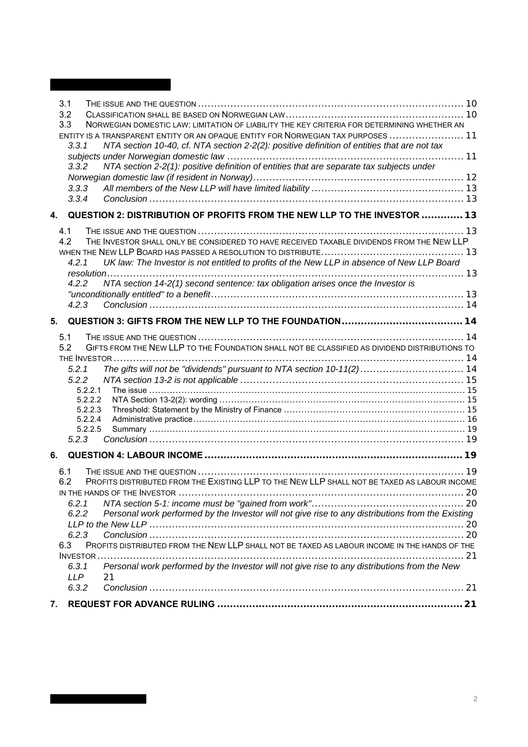3.1 THE ISSUE AND THE QUESTION ........................................................................... 10
3.2 CLASSIFICATION SHALL BE BASED ON NORWEGIAN LAW ........................................................ 10
3.3 NORWEGIAN DOMESTIC LAW: LIMITATION OF LIABILITY THE KEY CRITERIA FOR DETERMINING WHETHER AN ENTITY IS A TRANSPARENT ENTITY OR AN OPAQUE ENTITY FOR NORWEGIAN TAX PURPOSES ....................... 11

*3.3.1 NTA section 10-40, cf. NTA section 2-2(2): positive definition of entities that are not tax subjects under Norwegian domestic law* ........................................................................ 11

*3.3.2 NTA section 2-2(1): positive definition of entities that are separate tax subjects under Norwegian domestic law (if resident in Norway)* ................................................................ 12

*3.3.3 All members of the New LLP will have limited liability* .............................................. 13

*3.3.4 Conclusion* ........................................................................................... 13

**4. QUESTION 2: DISTRIBUTION OF PROFITS FROM THE NEW LLP TO THE INVESTOR ............. 13**

4.1 THE ISSUE AND THE QUESTION ........................................................................... 13
4.2 THE INVESTOR SHALL ONLY BE CONSIDERED TO HAVE RECEIVED TAXABLE DIVIDENDS FROM THE NEW LLP WHEN THE NEW LLP BOARD HAS PASSED A RESOLUTION TO DISTRIBUTE ........................................... 13

*4.2.1 UK law: The Investor is not entitled to profits of the New LLP in absence of New LLP Board resolution* ........................................................................................................ 13

*4.2.2 NTA section 14-2(1) second sentence: tax obligation arises once the Investor is "unconditionally entitled" to a benefit* ......................................................................... 13

*4.2.3 Conclusion* ........................................................................................... 14

**5. QUESTION 3: GIFTS FROM THE NEW LLP TO THE FOUNDATION ..................................... 14**

5.1 THE ISSUE AND THE QUESTION ........................................................................... 14
5.2 GIFTS FROM THE NEW LLP TO THE FOUNDATION SHALL NOT BE CLASSIFIED AS DIVIDEND DISTRIBUTIONS TO THE INVESTOR ................................................................................................ 14

*5.2.1 The gifts will not be "dividends" pursuant to NTA section 10-11(2)* ................................ 14

*5.2.2 NTA section 13-2 is not applicable* .................................................................... 15

5.2.2.1 The issue .................................................................................................. 15
5.2.2.2 NTA Section 13-2(2): wording ........................................................................ 15
5.2.2.3 Threshold: Statement by the Ministry of Finance ................................................... 15
5.2.2.4 Administrative practice ................................................................................ 16
5.2.2.5 Summary .................................................................................................. 19

*5.2.3 Conclusion* ........................................................................................... 19

**6. QUESTION 4: LABOUR INCOME ............................................................................. 19**

6.1 THE ISSUE AND THE QUESTION ........................................................................... 19
6.2 PROFITS DISTRIBUTED FROM THE EXISTING LLP TO THE NEW LLP SHALL NOT BE TAXED AS LABOUR INCOME IN THE HANDS OF THE INVESTOR ........................................................................ 20

*6.2.1 NTA section 5-1: income must be "gained from work"* ............................................... 20

*6.2.2 Personal work performed by the Investor will not give rise to any distributions from the Existing LLP to the New LLP* ........................................................................................ 20

*6.2.3 Conclusion* ........................................................................................... 20

6.3 PROFITS DISTRIBUTED FROM THE NEW LLP SHALL NOT BE TAXED AS LABOUR INCOME IN THE HANDS OF THE INVESTOR ................................................................................................ 21

*6.3.1 Personal work performed by the Investor will not give rise to any distributions from the New LLP* 21

*6.3.2 Conclusion* ........................................................................................... 21

**7. REQUEST FOR ADVANCE RULING ........................................................................ 21**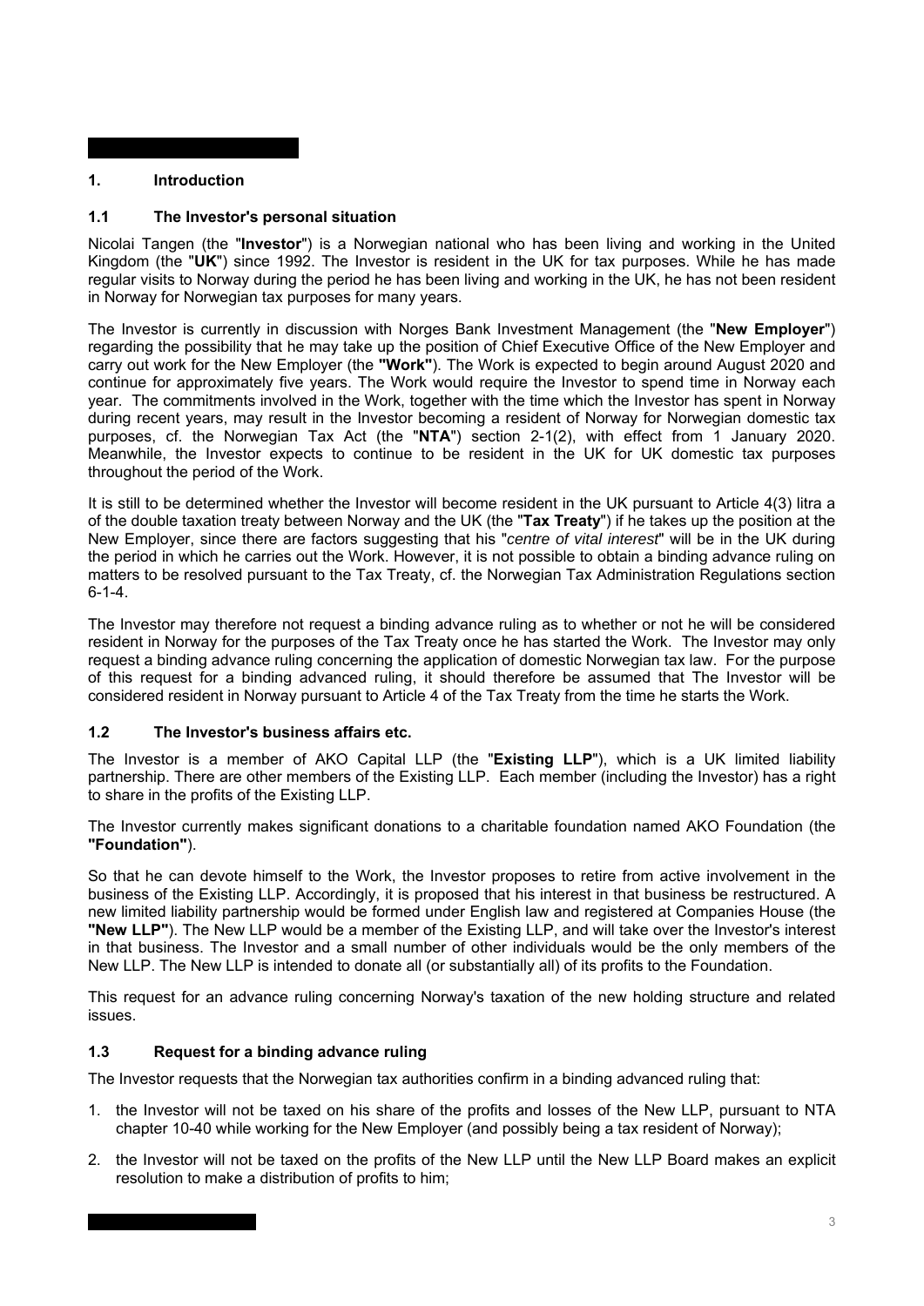## 1. Introduction

### 1.1 The Investor's personal situation

Nicolai Tangen (the "**Investor**") is a Norwegian national who has been living and working in the United Kingdom (the "**UK**") since 1992. The Investor is resident in the UK for tax purposes. While he has made regular visits to Norway during the period he has been living and working in the UK, he has not been resident in Norway for Norwegian tax purposes for many years.

The Investor is currently in discussion with Norges Bank Investment Management (the "**New Employer**") regarding the possibility that he may take up the position of Chief Executive Office of the New Employer and carry out work for the New Employer (the **"Work"**). The Work is expected to begin around August 2020 and continue for approximately five years. The Work would require the Investor to spend time in Norway each year. The commitments involved in the Work, together with the time which the Investor has spent in Norway during recent years, may result in the Investor becoming a resident of Norway for Norwegian domestic tax purposes, cf. the Norwegian Tax Act (the "**NTA**") section 2-1(2), with effect from 1 January 2020. Meanwhile, the Investor expects to continue to be resident in the UK for UK domestic tax purposes throughout the period of the Work.

It is still to be determined whether the Investor will become resident in the UK pursuant to Article 4(3) litra a of the double taxation treaty between Norway and the UK (the "**Tax Treaty**") if he takes up the position at the New Employer, since there are factors suggesting that his "*centre of vital interest*" will be in the UK during the period in which he carries out the Work. However, it is not possible to obtain a binding advance ruling on matters to be resolved pursuant to the Tax Treaty, cf. the Norwegian Tax Administration Regulations section 6-1-4.

The Investor may therefore not request a binding advance ruling as to whether or not he will be considered resident in Norway for the purposes of the Tax Treaty once he has started the Work. The Investor may only request a binding advance ruling concerning the application of domestic Norwegian tax law. For the purpose of this request for a binding advanced ruling, it should therefore be assumed that The Investor will be considered resident in Norway pursuant to Article 4 of the Tax Treaty from the time he starts the Work.

### 1.2 The Investor's business affairs etc.

The Investor is a member of AKO Capital LLP (the "**Existing LLP**"), which is a UK limited liability partnership. There are other members of the Existing LLP. Each member (including the Investor) has a right to share in the profits of the Existing LLP.

The Investor currently makes significant donations to a charitable foundation named AKO Foundation (the **"Foundation"**).

So that he can devote himself to the Work, the Investor proposes to retire from active involvement in the business of the Existing LLP. Accordingly, it is proposed that his interest in that business be restructured. A new limited liability partnership would be formed under English law and registered at Companies House (the **"New LLP"**). The New LLP would be a member of the Existing LLP, and will take over the Investor's interest in that business. The Investor and a small number of other individuals would be the only members of the New LLP. The New LLP is intended to donate all (or substantially all) of its profits to the Foundation.

This request for an advance ruling concerning Norway's taxation of the new holding structure and related issues.

### 1.3 Request for a binding advance ruling

The Investor requests that the Norwegian tax authorities confirm in a binding advanced ruling that:

1. the Investor will not be taxed on his share of the profits and losses of the New LLP, pursuant to NTA chapter 10-40 while working for the New Employer (and possibly being a tax resident of Norway);
2. the Investor will not be taxed on the profits of the New LLP until the New LLP Board makes an explicit resolution to make a distribution of profits to him;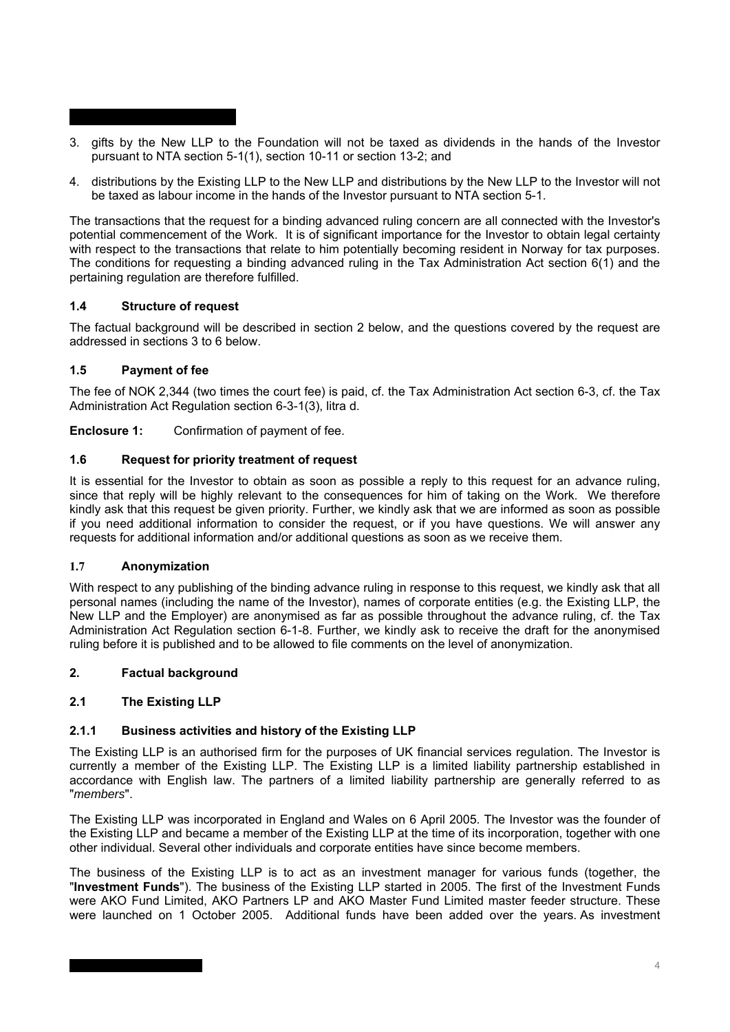3. gifts by the New LLP to the Foundation will not be taxed as dividends in the hands of the Investor pursuant to NTA section 5-1(1), section 10-11 or section 13-2; and

4. distributions by the Existing LLP to the New LLP and distributions by the New LLP to the Investor will not be taxed as labour income in the hands of the Investor pursuant to NTA section 5-1.

The transactions that the request for a binding advanced ruling concern are all connected with the Investor's potential commencement of the Work. It is of significant importance for the Investor to obtain legal certainty with respect to the transactions that relate to him potentially becoming resident in Norway for tax purposes. The conditions for requesting a binding advanced ruling in the Tax Administration Act section 6(1) and the pertaining regulation are therefore fulfilled.

### 1.4 Structure of request

The factual background will be described in section 2 below, and the questions covered by the request are addressed in sections 3 to 6 below.

### 1.5 Payment of fee

The fee of NOK 2,344 (two times the court fee) is paid, cf. the Tax Administration Act section 6-3, cf. the Tax Administration Act Regulation section 6-3-1(3), litra d.

**Enclosure 1:** Confirmation of payment of fee.

### 1.6 Request for priority treatment of request

It is essential for the Investor to obtain as soon as possible a reply to this request for an advance ruling, since that reply will be highly relevant to the consequences for him of taking on the Work. We therefore kindly ask that this request be given priority. Further, we kindly ask that we are informed as soon as possible if you need additional information to consider the request, or if you have questions. We will answer any requests for additional information and/or additional questions as soon as we receive them.

### 1.7 Anonymization

With respect to any publishing of the binding advance ruling in response to this request, we kindly ask that all personal names (including the name of the Investor), names of corporate entities (e.g. the Existing LLP, the New LLP and the Employer) are anonymised as far as possible throughout the advance ruling, cf. the Tax Administration Act Regulation section 6-1-8. Further, we kindly ask to receive the draft for the anonymised ruling before it is published and to be allowed to file comments on the level of anonymization.

## 2. Factual background

### 2.1 The Existing LLP

#### 2.1.1 Business activities and history of the Existing LLP

The Existing LLP is an authorised firm for the purposes of UK financial services regulation. The Investor is currently a member of the Existing LLP. The Existing LLP is a limited liability partnership established in accordance with English law. The partners of a limited liability partnership are generally referred to as "*members*".

The Existing LLP was incorporated in England and Wales on 6 April 2005. The Investor was the founder of the Existing LLP and became a member of the Existing LLP at the time of its incorporation, together with one other individual. Several other individuals and corporate entities have since become members.

The business of the Existing LLP is to act as an investment manager for various funds (together, the "**Investment Funds**"). The business of the Existing LLP started in 2005. The first of the Investment Funds were AKO Fund Limited, AKO Partners LP and AKO Master Fund Limited master feeder structure. These were launched on 1 October 2005. Additional funds have been added over the years. As investment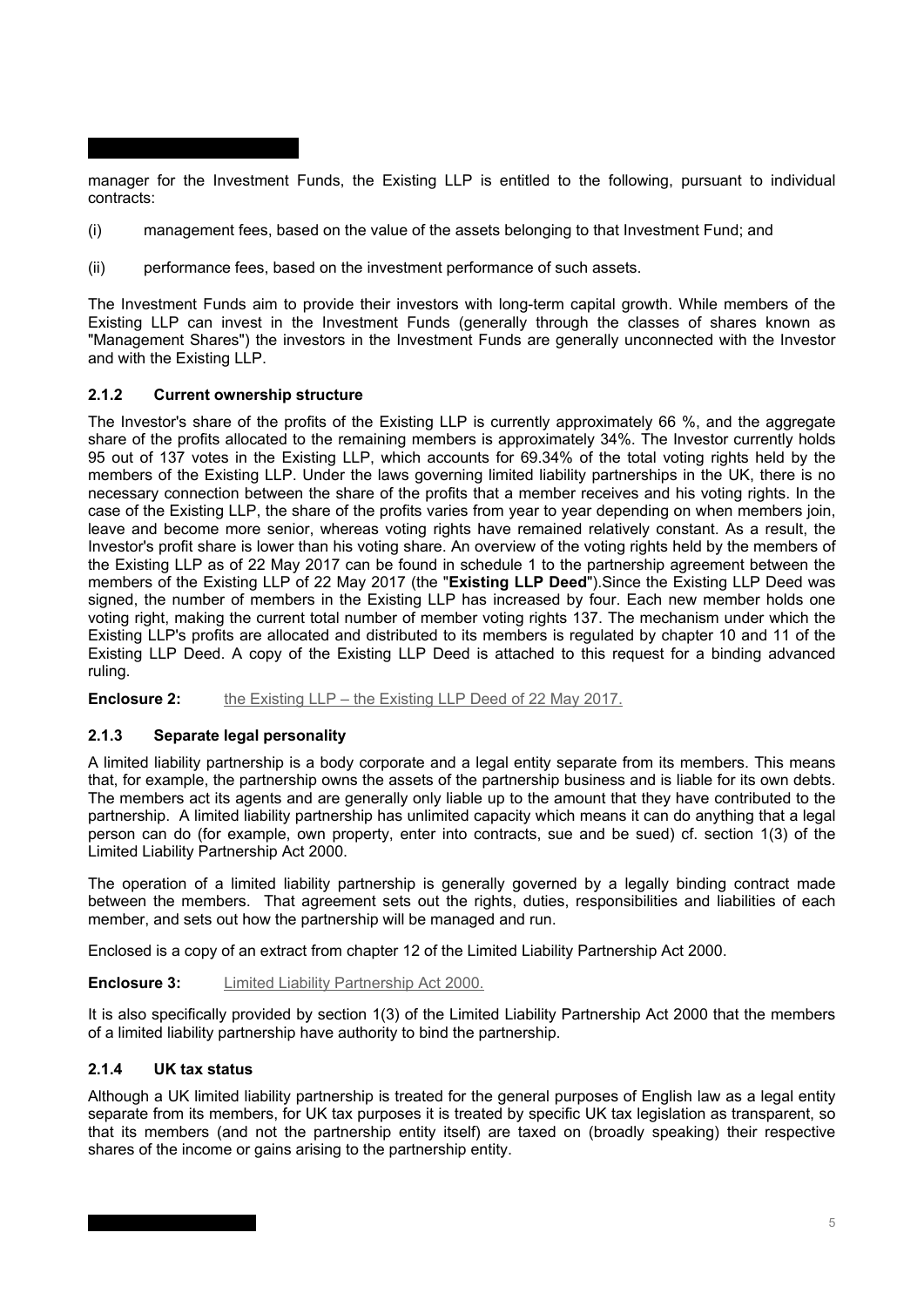manager for the Investment Funds, the Existing LLP is entitled to the following, pursuant to individual contracts:

(i) management fees, based on the value of the assets belonging to that Investment Fund; and

(ii) performance fees, based on the investment performance of such assets.

The Investment Funds aim to provide their investors with long-term capital growth. While members of the Existing LLP can invest in the Investment Funds (generally through the classes of shares known as "Management Shares") the investors in the Investment Funds are generally unconnected with the Investor and with the Existing LLP.

### 2.1.2 Current ownership structure

The Investor's share of the profits of the Existing LLP is currently approximately 66 %, and the aggregate share of the profits allocated to the remaining members is approximately 34%. The Investor currently holds 95 out of 137 votes in the Existing LLP, which accounts for 69.34% of the total voting rights held by the members of the Existing LLP. Under the laws governing limited liability partnerships in the UK, there is no necessary connection between the share of the profits that a member receives and his voting rights. In the case of the Existing LLP, the share of the profits varies from year to year depending on when members join, leave and become more senior, whereas voting rights have remained relatively constant. As a result, the Investor's profit share is lower than his voting share. An overview of the voting rights held by the members of the Existing LLP as of 22 May 2017 can be found in schedule 1 to the partnership agreement between the members of the Existing LLP of 22 May 2017 (the "**Existing LLP Deed**").Since the Existing LLP Deed was signed, the number of members in the Existing LLP has increased by four. Each new member holds one voting right, making the current total number of member voting rights 137. The mechanism under which the Existing LLP's profits are allocated and distributed to its members is regulated by chapter 10 and 11 of the Existing LLP Deed. A copy of the Existing LLP Deed is attached to this request for a binding advanced ruling.

**Enclosure 2:** the Existing LLP – the Existing LLP Deed of 22 May 2017.

### 2.1.3 Separate legal personality

A limited liability partnership is a body corporate and a legal entity separate from its members. This means that, for example, the partnership owns the assets of the partnership business and is liable for its own debts. The members act its agents and are generally only liable up to the amount that they have contributed to the partnership. A limited liability partnership has unlimited capacity which means it can do anything that a legal person can do (for example, own property, enter into contracts, sue and be sued) cf. section 1(3) of the Limited Liability Partnership Act 2000.

The operation of a limited liability partnership is generally governed by a legally binding contract made between the members. That agreement sets out the rights, duties, responsibilities and liabilities of each member, and sets out how the partnership will be managed and run.

Enclosed is a copy of an extract from chapter 12 of the Limited Liability Partnership Act 2000.

**Enclosure 3:** Limited Liability Partnership Act 2000.

It is also specifically provided by section 1(3) of the Limited Liability Partnership Act 2000 that the members of a limited liability partnership have authority to bind the partnership.

### 2.1.4 UK tax status

Although a UK limited liability partnership is treated for the general purposes of English law as a legal entity separate from its members, for UK tax purposes it is treated by specific UK tax legislation as transparent, so that its members (and not the partnership entity itself) are taxed on (broadly speaking) their respective shares of the income or gains arising to the partnership entity.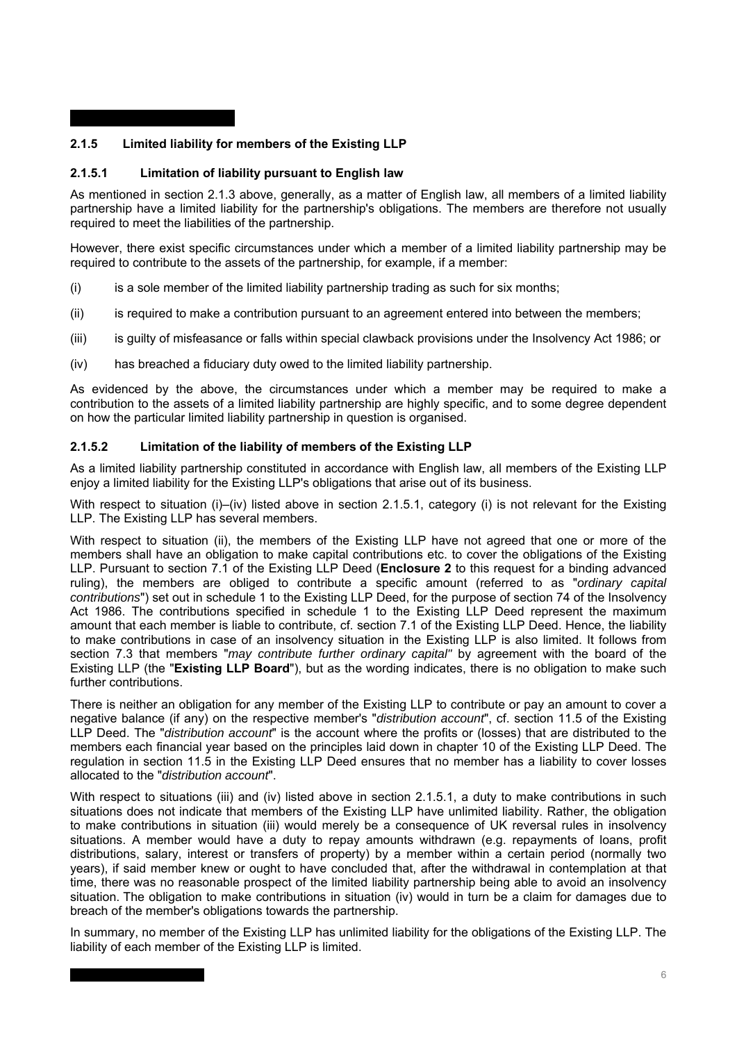### 2.1.5 Limited liability for members of the Existing LLP

#### 2.1.5.1 Limitation of liability pursuant to English law

As mentioned in section 2.1.3 above, generally, as a matter of English law, all members of a limited liability partnership have a limited liability for the partnership's obligations. The members are therefore not usually required to meet the liabilities of the partnership.

However, there exist specific circumstances under which a member of a limited liability partnership may be required to contribute to the assets of the partnership, for example, if a member:

(i) is a sole member of the limited liability partnership trading as such for six months;

(ii) is required to make a contribution pursuant to an agreement entered into between the members;

(iii) is guilty of misfeasance or falls within special clawback provisions under the Insolvency Act 1986; or

(iv) has breached a fiduciary duty owed to the limited liability partnership.

As evidenced by the above, the circumstances under which a member may be required to make a contribution to the assets of a limited liability partnership are highly specific, and to some degree dependent on how the particular limited liability partnership in question is organised.

#### 2.1.5.2 Limitation of the liability of members of the Existing LLP

As a limited liability partnership constituted in accordance with English law, all members of the Existing LLP enjoy a limited liability for the Existing LLP's obligations that arise out of its business.

With respect to situation (i)–(iv) listed above in section 2.1.5.1, category (i) is not relevant for the Existing LLP. The Existing LLP has several members.

With respect to situation (ii), the members of the Existing LLP have not agreed that one or more of the members shall have an obligation to make capital contributions etc. to cover the obligations of the Existing LLP. Pursuant to section 7.1 of the Existing LLP Deed (**Enclosure 2** to this request for a binding advanced ruling), the members are obliged to contribute a specific amount (referred to as "*ordinary capital contributions*") set out in schedule 1 to the Existing LLP Deed, for the purpose of section 74 of the Insolvency Act 1986. The contributions specified in schedule 1 to the Existing LLP Deed represent the maximum amount that each member is liable to contribute, cf. section 7.1 of the Existing LLP Deed. Hence, the liability to make contributions in case of an insolvency situation in the Existing LLP is also limited. It follows from section 7.3 that members "*may contribute further ordinary capital"* by agreement with the board of the Existing LLP (the "**Existing LLP Board**"), but as the wording indicates, there is no obligation to make such further contributions.

There is neither an obligation for any member of the Existing LLP to contribute or pay an amount to cover a negative balance (if any) on the respective member's "*distribution account*", cf. section 11.5 of the Existing LLP Deed. The "*distribution account*" is the account where the profits or (losses) that are distributed to the members each financial year based on the principles laid down in chapter 10 of the Existing LLP Deed. The regulation in section 11.5 in the Existing LLP Deed ensures that no member has a liability to cover losses allocated to the "*distribution account*".

With respect to situations (iii) and (iv) listed above in section 2.1.5.1, a duty to make contributions in such situations does not indicate that members of the Existing LLP have unlimited liability. Rather, the obligation to make contributions in situation (iii) would merely be a consequence of UK reversal rules in insolvency situations. A member would have a duty to repay amounts withdrawn (e.g. repayments of loans, profit distributions, salary, interest or transfers of property) by a member within a certain period (normally two years), if said member knew or ought to have concluded that, after the withdrawal in contemplation at that time, there was no reasonable prospect of the limited liability partnership being able to avoid an insolvency situation. The obligation to make contributions in situation (iv) would in turn be a claim for damages due to breach of the member's obligations towards the partnership.

In summary, no member of the Existing LLP has unlimited liability for the obligations of the Existing LLP. The liability of each member of the Existing LLP is limited.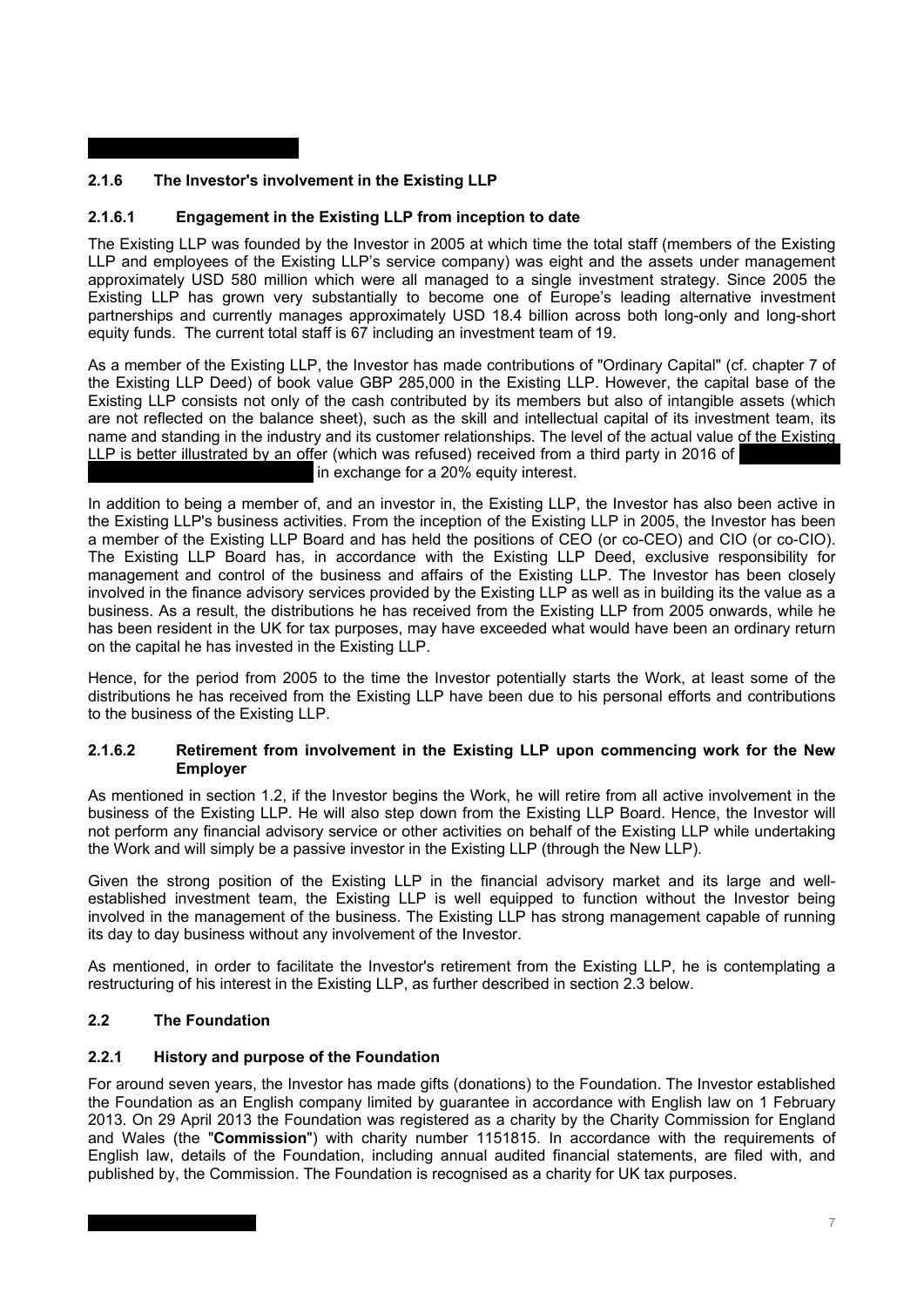### 2.1.6 The Investor's involvement in the Existing LLP

#### 2.1.6.1 Engagement in the Existing LLP from inception to date

The Existing LLP was founded by the Investor in 2005 at which time the total staff (members of the Existing LLP and employees of the Existing LLP's service company) was eight and the assets under management approximately USD 580 million which were all managed to a single investment strategy. Since 2005 the Existing LLP has grown very substantially to become one of Europe's leading alternative investment partnerships and currently manages approximately USD 18.4 billion across both long-only and long-short equity funds. The current total staff is 67 including an investment team of 19.

As a member of the Existing LLP, the Investor has made contributions of "Ordinary Capital" (cf. chapter 7 of the Existing LLP Deed) of book value GBP 285,000 in the Existing LLP. However, the capital base of the Existing LLP consists not only of the cash contributed by its members but also of intangible assets (which are not reflected on the balance sheet), such as the skill and intellectual capital of its investment team, its name and standing in the industry and its customer relationships. The level of the actual value of the Existing LLP is better illustrated by an offer (which was refused) received from a third party in 2016 of [REDACTED] in exchange for a 20% equity interest.

In addition to being a member of, and an investor in, the Existing LLP, the Investor has also been active in the Existing LLP's business activities. From the inception of the Existing LLP in 2005, the Investor has been a member of the Existing LLP Board and has held the positions of CEO (or co-CEO) and CIO (or co-CIO). The Existing LLP Board has, in accordance with the Existing LLP Deed, exclusive responsibility for management and control of the business and affairs of the Existing LLP. The Investor has been closely involved in the finance advisory services provided by the Existing LLP as well as in building its the value as a business. As a result, the distributions he has received from the Existing LLP from 2005 onwards, while he has been resident in the UK for tax purposes, may have exceeded what would have been an ordinary return on the capital he has invested in the Existing LLP.

Hence, for the period from 2005 to the time the Investor potentially starts the Work, at least some of the distributions he has received from the Existing LLP have been due to his personal efforts and contributions to the business of the Existing LLP.

#### 2.1.6.2 Retirement from involvement in the Existing LLP upon commencing work for the New Employer

As mentioned in section 1.2, if the Investor begins the Work, he will retire from all active involvement in the business of the Existing LLP. He will also step down from the Existing LLP Board. Hence, the Investor will not perform any financial advisory service or other activities on behalf of the Existing LLP while undertaking the Work and will simply be a passive investor in the Existing LLP (through the New LLP).

Given the strong position of the Existing LLP in the financial advisory market and its large and well-established investment team, the Existing LLP is well equipped to function without the Investor being involved in the management of the business. The Existing LLP has strong management capable of running its day to day business without any involvement of the Investor.

As mentioned, in order to facilitate the Investor's retirement from the Existing LLP, he is contemplating a restructuring of his interest in the Existing LLP, as further described in section 2.3 below.

### 2.2 The Foundation

#### 2.2.1 History and purpose of the Foundation

For around seven years, the Investor has made gifts (donations) to the Foundation. The Investor established the Foundation as an English company limited by guarantee in accordance with English law on 1 February 2013. On 29 April 2013 the Foundation was registered as a charity by the Charity Commission for England and Wales (the "**Commission**") with charity number 1151815. In accordance with the requirements of English law, details of the Foundation, including annual audited financial statements, are filed with, and published by, the Commission. The Foundation is recognised as a charity for UK tax purposes.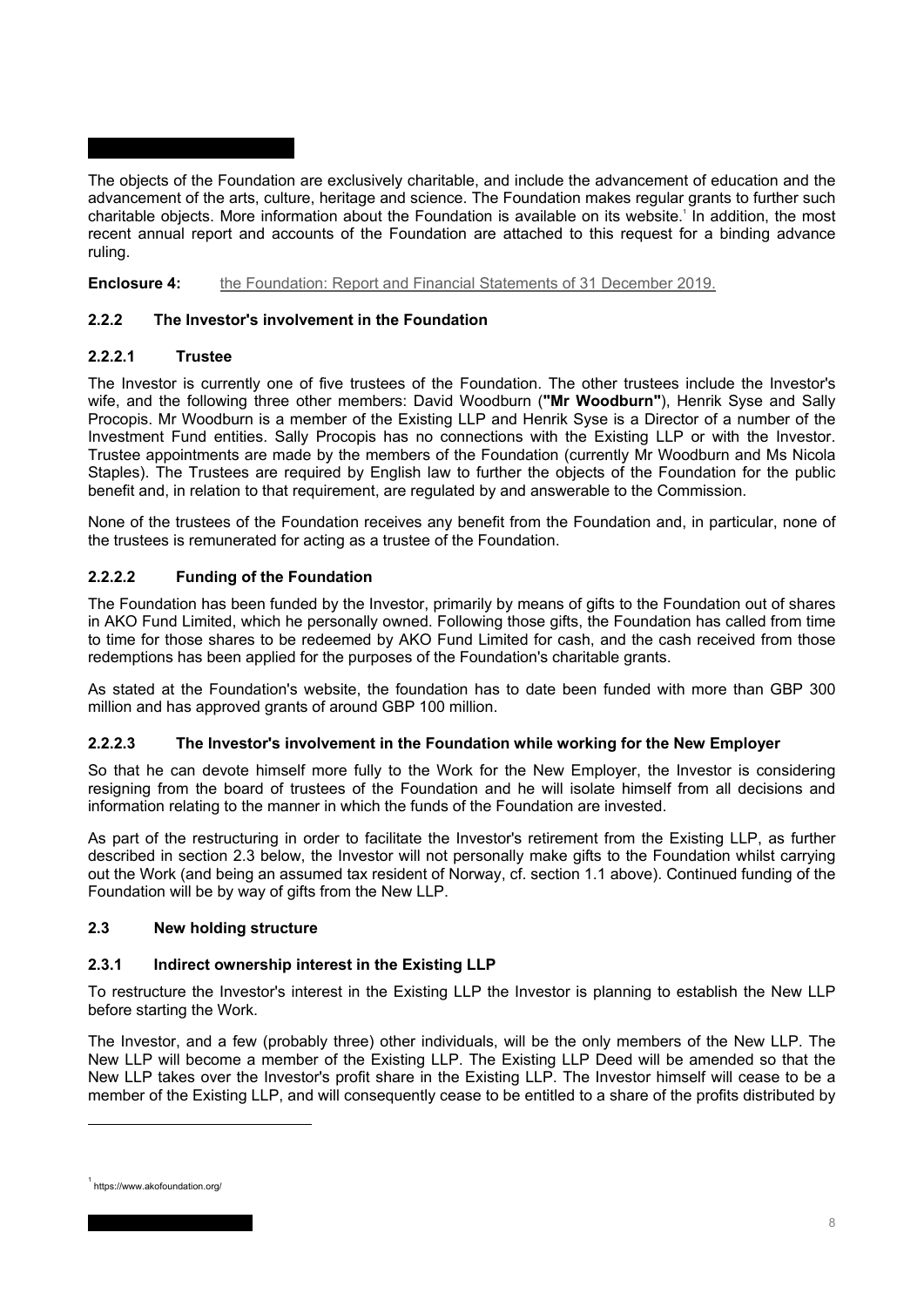The objects of the Foundation are exclusively charitable, and include the advancement of education and the advancement of the arts, culture, heritage and science. The Foundation makes regular grants to further such charitable objects. More information about the Foundation is available on its website.[1] In addition, the most recent annual report and accounts of the Foundation are attached to this request for a binding advance ruling.

**Enclosure 4:** the Foundation: Report and Financial Statements of 31 December 2019.

### 2.2.2 The Investor's involvement in the Foundation

#### 2.2.2.1 Trustee

The Investor is currently one of five trustees of the Foundation. The other trustees include the Investor's wife, and the following three other members: David Woodburn (**"Mr Woodburn"**), Henrik Syse and Sally Procopis. Mr Woodburn is a member of the Existing LLP and Henrik Syse is a Director of a number of the Investment Fund entities. Sally Procopis has no connections with the Existing LLP or with the Investor. Trustee appointments are made by the members of the Foundation (currently Mr Woodburn and Ms Nicola Staples). The Trustees are required by English law to further the objects of the Foundation for the public benefit and, in relation to that requirement, are regulated by and answerable to the Commission.

None of the trustees of the Foundation receives any benefit from the Foundation and, in particular, none of the trustees is remunerated for acting as a trustee of the Foundation.

#### 2.2.2.2 Funding of the Foundation

The Foundation has been funded by the Investor, primarily by means of gifts to the Foundation out of shares in AKO Fund Limited, which he personally owned. Following those gifts, the Foundation has called from time to time for those shares to be redeemed by AKO Fund Limited for cash, and the cash received from those redemptions has been applied for the purposes of the Foundation's charitable grants.

As stated at the Foundation's website, the foundation has to date been funded with more than GBP 300 million and has approved grants of around GBP 100 million.

#### 2.2.2.3 The Investor's involvement in the Foundation while working for the New Employer

So that he can devote himself more fully to the Work for the New Employer, the Investor is considering resigning from the board of trustees of the Foundation and he will isolate himself from all decisions and information relating to the manner in which the funds of the Foundation are invested.

As part of the restructuring in order to facilitate the Investor's retirement from the Existing LLP, as further described in section 2.3 below, the Investor will not personally make gifts to the Foundation whilst carrying out the Work (and being an assumed tax resident of Norway, cf. section 1.1 above). Continued funding of the Foundation will be by way of gifts from the New LLP.

## 2.3 New holding structure

### 2.3.1 Indirect ownership interest in the Existing LLP

To restructure the Investor's interest in the Existing LLP the Investor is planning to establish the New LLP before starting the Work.

The Investor, and a few (probably three) other individuals, will be the only members of the New LLP. The New LLP will become a member of the Existing LLP. The Existing LLP Deed will be amended so that the New LLP takes over the Investor's profit share in the Existing LLP. The Investor himself will cease to be a member of the Existing LLP, and will consequently cease to be entitled to a share of the profits distributed by

---

[1] https://www.akofoundation.org/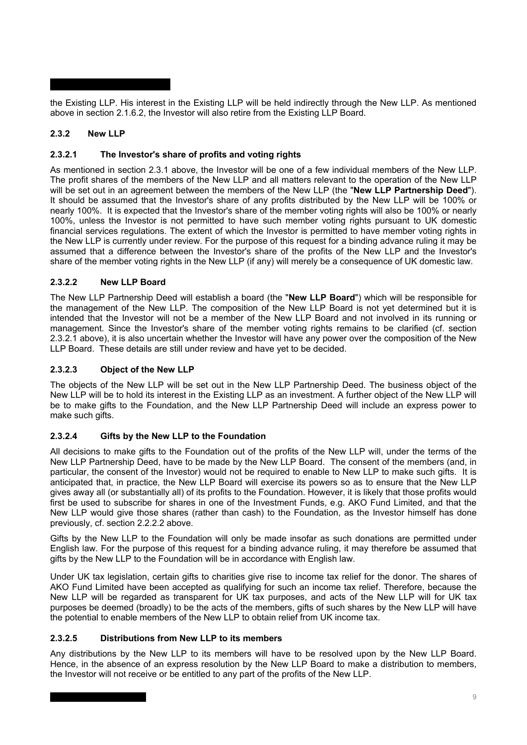the Existing LLP. His interest in the Existing LLP will be held indirectly through the New LLP. As mentioned above in section 2.1.6.2, the Investor will also retire from the Existing LLP Board.

### 2.3.2 New LLP

#### 2.3.2.1 The Investor's share of profits and voting rights

As mentioned in section 2.3.1 above, the Investor will be one of a few individual members of the New LLP. The profit shares of the members of the New LLP and all matters relevant to the operation of the New LLP will be set out in an agreement between the members of the New LLP (the "**New LLP Partnership Deed**"). It should be assumed that the Investor's share of any profits distributed by the New LLP will be 100% or nearly 100%. It is expected that the Investor's share of the member voting rights will also be 100% or nearly 100%, unless the Investor is not permitted to have such member voting rights pursuant to UK domestic financial services regulations. The extent of which the Investor is permitted to have member voting rights in the New LLP is currently under review. For the purpose of this request for a binding advance ruling it may be assumed that a difference between the Investor's share of the profits of the New LLP and the Investor's share of the member voting rights in the New LLP (if any) will merely be a consequence of UK domestic law.

#### 2.3.2.2 New LLP Board

The New LLP Partnership Deed will establish a board (the "**New LLP Board**") which will be responsible for the management of the New LLP. The composition of the New LLP Board is not yet determined but it is intended that the Investor will not be a member of the New LLP Board and not involved in its running or management. Since the Investor's share of the member voting rights remains to be clarified (cf. section 2.3.2.1 above), it is also uncertain whether the Investor will have any power over the composition of the New LLP Board. These details are still under review and have yet to be decided.

#### 2.3.2.3 Object of the New LLP

The objects of the New LLP will be set out in the New LLP Partnership Deed. The business object of the New LLP will be to hold its interest in the Existing LLP as an investment. A further object of the New LLP will be to make gifts to the Foundation, and the New LLP Partnership Deed will include an express power to make such gifts.

#### 2.3.2.4 Gifts by the New LLP to the Foundation

All decisions to make gifts to the Foundation out of the profits of the New LLP will, under the terms of the New LLP Partnership Deed, have to be made by the New LLP Board. The consent of the members (and, in particular, the consent of the Investor) would not be required to enable to New LLP to make such gifts. It is anticipated that, in practice, the New LLP Board will exercise its powers so as to ensure that the New LLP gives away all (or substantially all) of its profits to the Foundation. However, it is likely that those profits would first be used to subscribe for shares in one of the Investment Funds, e.g. AKO Fund Limited, and that the New LLP would give those shares (rather than cash) to the Foundation, as the Investor himself has done previously, cf. section 2.2.2.2 above.

Gifts by the New LLP to the Foundation will only be made insofar as such donations are permitted under English law. For the purpose of this request for a binding advance ruling, it may therefore be assumed that gifts by the New LLP to the Foundation will be in accordance with English law.

Under UK tax legislation, certain gifts to charities give rise to income tax relief for the donor. The shares of AKO Fund Limited have been accepted as qualifying for such an income tax relief. Therefore, because the New LLP will be regarded as transparent for UK tax purposes, and acts of the New LLP will for UK tax purposes be deemed (broadly) to be the acts of the members, gifts of such shares by the New LLP will have the potential to enable members of the New LLP to obtain relief from UK income tax.

#### 2.3.2.5 Distributions from New LLP to its members

Any distributions by the New LLP to its members will have to be resolved upon by the New LLP Board. Hence, in the absence of an express resolution by the New LLP Board to make a distribution to members, the Investor will not receive or be entitled to any part of the profits of the New LLP.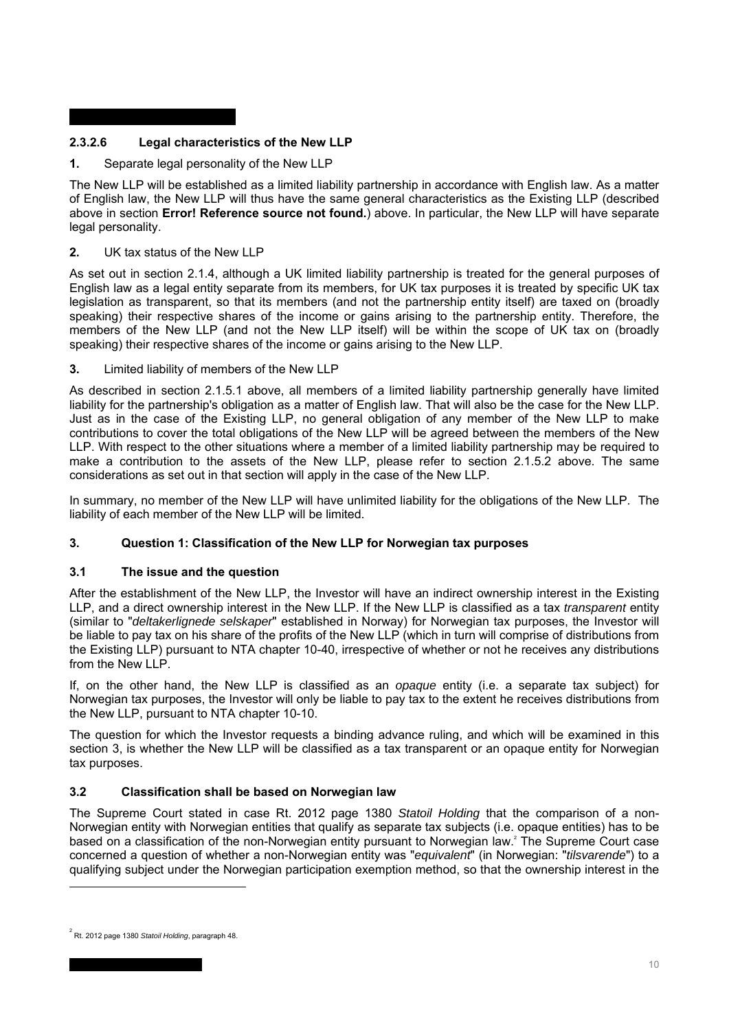### 2.3.2.6 Legal characteristics of the New LLP

**1.** Separate legal personality of the New LLP

The New LLP will be established as a limited liability partnership in accordance with English law. As a matter of English law, the New LLP will thus have the same general characteristics as the Existing LLP (described above in section **Error! Reference source not found.**) above. In particular, the New LLP will have separate legal personality.

**2.** UK tax status of the New LLP

As set out in section 2.1.4, although a UK limited liability partnership is treated for the general purposes of English law as a legal entity separate from its members, for UK tax purposes it is treated by specific UK tax legislation as transparent, so that its members (and not the partnership entity itself) are taxed on (broadly speaking) their respective shares of the income or gains arising to the partnership entity. Therefore, the members of the New LLP (and not the New LLP itself) will be within the scope of UK tax on (broadly speaking) their respective shares of the income or gains arising to the New LLP.

**3.** Limited liability of members of the New LLP

As described in section 2.1.5.1 above, all members of a limited liability partnership generally have limited liability for the partnership's obligation as a matter of English law. That will also be the case for the New LLP. Just as in the case of the Existing LLP, no general obligation of any member of the New LLP to make contributions to cover the total obligations of the New LLP will be agreed between the members of the New LLP. With respect to the other situations where a member of a limited liability partnership may be required to make a contribution to the assets of the New LLP, please refer to section 2.1.5.2 above. The same considerations as set out in that section will apply in the case of the New LLP.

In summary, no member of the New LLP will have unlimited liability for the obligations of the New LLP. The liability of each member of the New LLP will be limited.

## 3. Question 1: Classification of the New LLP for Norwegian tax purposes

### 3.1 The issue and the question

After the establishment of the New LLP, the Investor will have an indirect ownership interest in the Existing LLP, and a direct ownership interest in the New LLP. If the New LLP is classified as a tax *transparent* entity (similar to "*deltakerlignede selskaper*" established in Norway) for Norwegian tax purposes, the Investor will be liable to pay tax on his share of the profits of the New LLP (which in turn will comprise of distributions from the Existing LLP) pursuant to NTA chapter 10-40, irrespective of whether or not he receives any distributions from the New LLP.

If, on the other hand, the New LLP is classified as an *opaque* entity (i.e. a separate tax subject) for Norwegian tax purposes, the Investor will only be liable to pay tax to the extent he receives distributions from the New LLP, pursuant to NTA chapter 10-10.

The question for which the Investor requests a binding advance ruling, and which will be examined in this section 3, is whether the New LLP will be classified as a tax transparent or an opaque entity for Norwegian tax purposes.

### 3.2 Classification shall be based on Norwegian law

The Supreme Court stated in case Rt. 2012 page 1380 *Statoil Holding* that the comparison of a non-Norwegian entity with Norwegian entities that qualify as separate tax subjects (i.e. opaque entities) has to be based on a classification of the non-Norwegian entity pursuant to Norwegian law.[2] The Supreme Court case concerned a question of whether a non-Norwegian entity was "*equivalent*" (in Norwegian: "*tilsvarende*") to a qualifying subject under the Norwegian participation exemption method, so that the ownership interest in the

[2] Rt. 2012 page 1380 *Statoil Holding*, paragraph 48.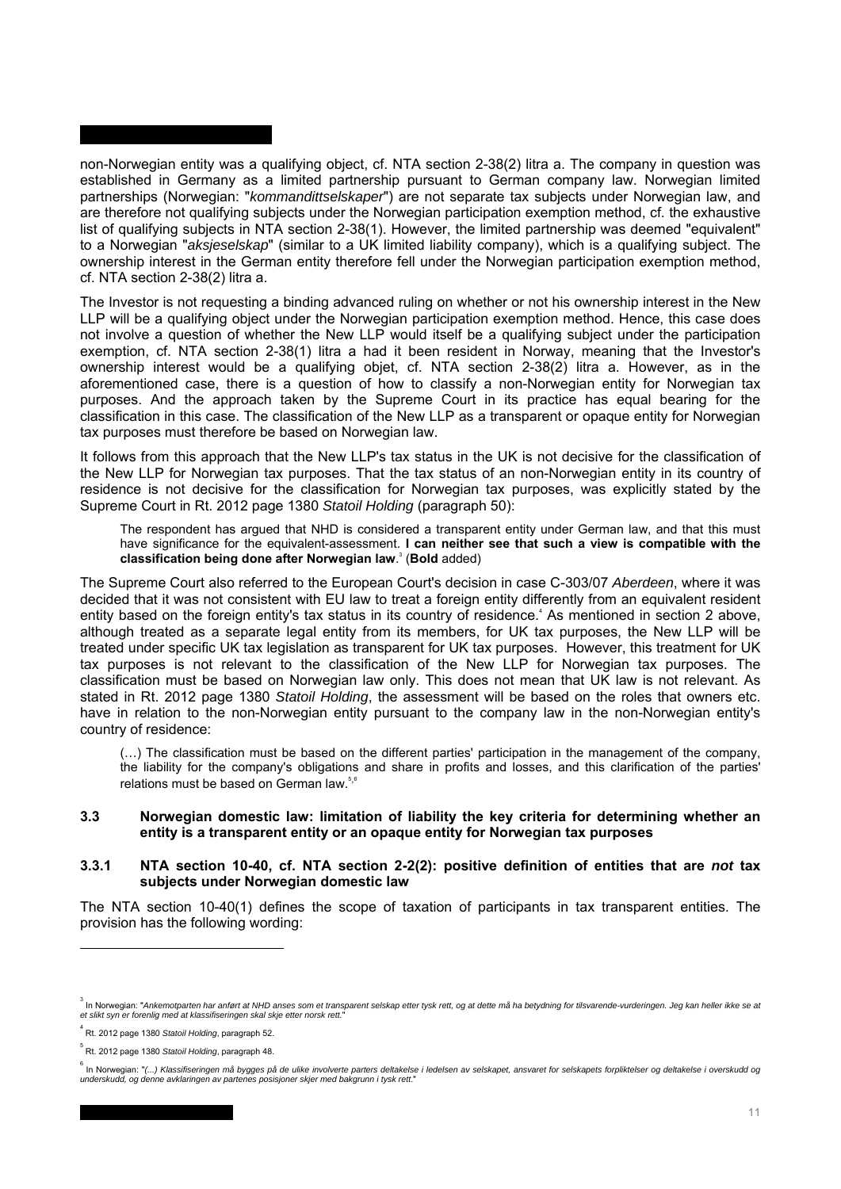non-Norwegian entity was a qualifying object, cf. NTA section 2-38(2) litra a. The company in question was established in Germany as a limited partnership pursuant to German company law. Norwegian limited partnerships (Norwegian: "*kommandittselskaper*") are not separate tax subjects under Norwegian law, and are therefore not qualifying subjects under the Norwegian participation exemption method, cf. the exhaustive list of qualifying subjects in NTA section 2-38(1). However, the limited partnership was deemed "equivalent" to a Norwegian "*aksjeselskap*" (similar to a UK limited liability company), which is a qualifying subject. The ownership interest in the German entity therefore fell under the Norwegian participation exemption method, cf. NTA section 2-38(2) litra a.

The Investor is not requesting a binding advanced ruling on whether or not his ownership interest in the New LLP will be a qualifying object under the Norwegian participation exemption method. Hence, this case does not involve a question of whether the New LLP would itself be a qualifying subject under the participation exemption, cf. NTA section 2-38(1) litra a had it been resident in Norway, meaning that the Investor's ownership interest would be a qualifying objet, cf. NTA section 2-38(2) litra a. However, as in the aforementioned case, there is a question of how to classify a non-Norwegian entity for Norwegian tax purposes. And the approach taken by the Supreme Court in its practice has equal bearing for the classification in this case. The classification of the New LLP as a transparent or opaque entity for Norwegian tax purposes must therefore be based on Norwegian law.

It follows from this approach that the New LLP's tax status in the UK is not decisive for the classification of the New LLP for Norwegian tax purposes. That the tax status of an non-Norwegian entity in its country of residence is not decisive for the classification for Norwegian tax purposes, was explicitly stated by the Supreme Court in Rt. 2012 page 1380 *Statoil Holding* (paragraph 50):

> The respondent has argued that NHD is considered a transparent entity under German law, and that this must have significance for the equivalent-assessment. **I can neither see that such a view is compatible with the classification being done after Norwegian law**.[3] (**Bold** added)

The Supreme Court also referred to the European Court's decision in case C-303/07 *Aberdeen*, where it was decided that it was not consistent with EU law to treat a foreign entity differently from an equivalent resident entity based on the foreign entity's tax status in its country of residence.[4] As mentioned in section 2 above, although treated as a separate legal entity from its members, for UK tax purposes, the New LLP will be treated under specific UK tax legislation as transparent for UK tax purposes. However, this treatment for UK tax purposes is not relevant to the classification of the New LLP for Norwegian tax purposes. The classification must be based on Norwegian law only. This does not mean that UK law is not relevant. As stated in Rt. 2012 page 1380 *Statoil Holding*, the assessment will be based on the roles that owners etc. have in relation to the non-Norwegian entity pursuant to the company law in the non-Norwegian entity's country of residence:

> (…) The classification must be based on the different parties' participation in the management of the company, the liability for the company's obligations and share in profits and losses, and this clarification of the parties' relations must be based on German law.[5,6]

### 3.3 Norwegian domestic law: limitation of liability the key criteria for determining whether an entity is a transparent entity or an opaque entity for Norwegian tax purposes

#### 3.3.1 NTA section 10-40, cf. NTA section 2-2(2): positive definition of entities that are *not* tax subjects under Norwegian domestic law

The NTA section 10-40(1) defines the scope of taxation of participants in tax transparent entities. The provision has the following wording:

---

[3] In Norwegian: "*Ankemotparten har anført at NHD anses som et transparent selskap etter tysk rett, og at dette må ha betydning for tilsvarende-vurderingen. Jeg kan heller ikke se at et slikt syn er forenlig med at klassifiseringen skal skje etter norsk rett.*"

[4] Rt. 2012 page 1380 *Statoil Holding*, paragraph 52.

[5] Rt. 2012 page 1380 *Statoil Holding*, paragraph 48.

[6] In Norwegian: "*(...) Klassifiseringen må bygges på de ulike involverte parters deltakelse i ledelsen av selskapet, ansvaret for selskapets forpliktelser og deltakelse i overskudd og underskudd, og denne avklaringen av partenes posisjoner skjer med bakgrunn i tysk rett.*"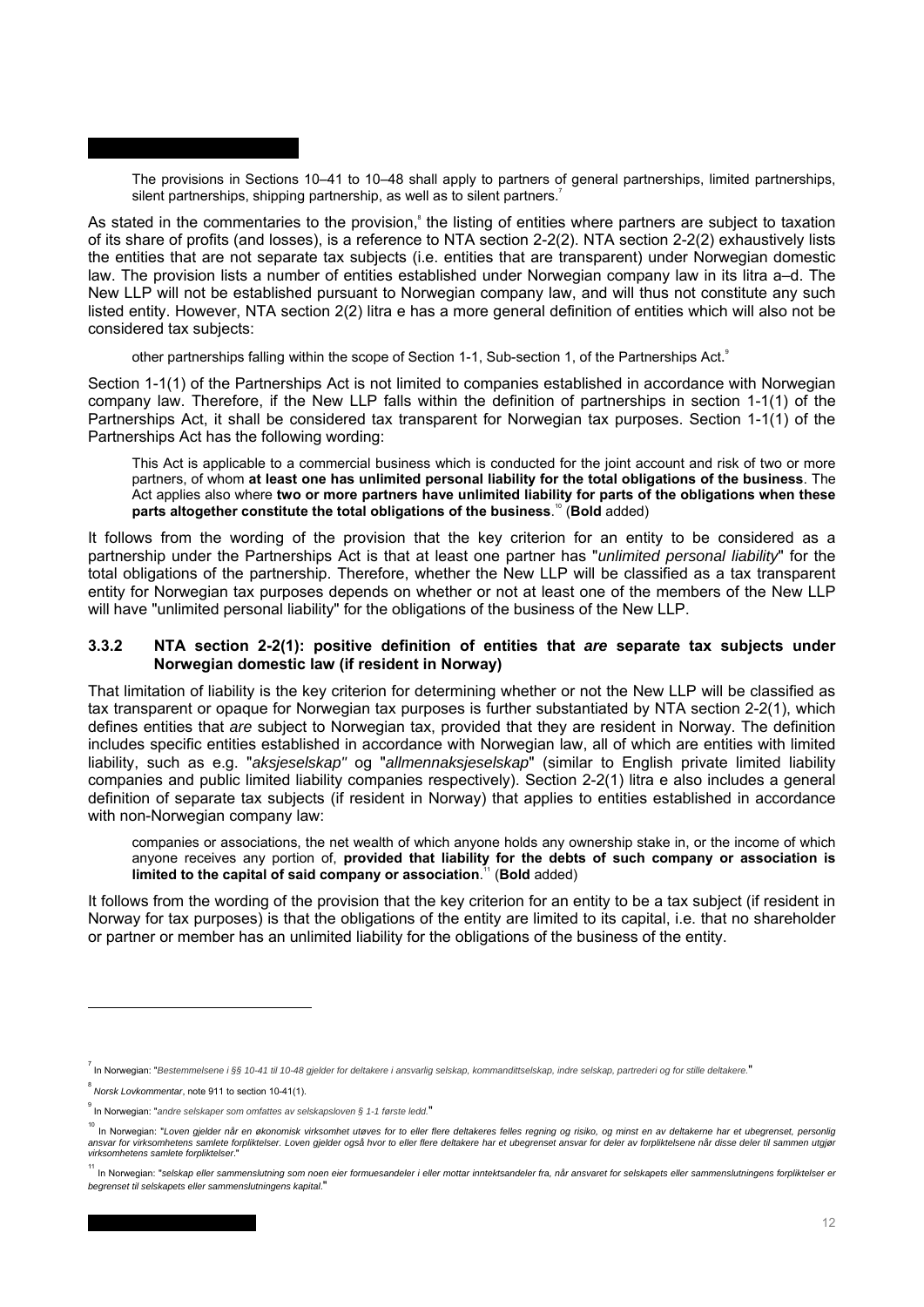The provisions in Sections 10–41 to 10–48 shall apply to partners of general partnerships, limited partnerships, silent partnerships, shipping partnership, as well as to silent partners.[7]

As stated in the commentaries to the provision,[8] the listing of entities where partners are subject to taxation of its share of profits (and losses), is a reference to NTA section 2-2(2). NTA section 2-2(2) exhaustively lists the entities that are not separate tax subjects (i.e. entities that are transparent) under Norwegian domestic law. The provision lists a number of entities established under Norwegian company law in its litra a–d. The New LLP will not be established pursuant to Norwegian company law, and will thus not constitute any such listed entity. However, NTA section 2(2) litra e has a more general definition of entities which will also not be considered tax subjects:

> other partnerships falling within the scope of Section 1-1, Sub-section 1, of the Partnerships Act.[9]

Section 1-1(1) of the Partnerships Act is not limited to companies established in accordance with Norwegian company law. Therefore, if the New LLP falls within the definition of partnerships in section 1-1(1) of the Partnerships Act, it shall be considered tax transparent for Norwegian tax purposes. Section 1-1(1) of the Partnerships Act has the following wording:

> This Act is applicable to a commercial business which is conducted for the joint account and risk of two or more partners, of whom **at least one has unlimited personal liability for the total obligations of the business**. The Act applies also where **two or more partners have unlimited liability for parts of the obligations when these parts altogether constitute the total obligations of the business**.[10] (**Bold** added)

It follows from the wording of the provision that the key criterion for an entity to be considered as a partnership under the Partnerships Act is that at least one partner has "*unlimited personal liability*" for the total obligations of the partnership. Therefore, whether the New LLP will be classified as a tax transparent entity for Norwegian tax purposes depends on whether or not at least one of the members of the New LLP will have "unlimited personal liability" for the obligations of the business of the New LLP.

### 3.3.2 NTA section 2-2(1): positive definition of entities that *are* separate tax subjects under Norwegian domestic law (if resident in Norway)

That limitation of liability is the key criterion for determining whether or not the New LLP will be classified as tax transparent or opaque for Norwegian tax purposes is further substantiated by NTA section 2-2(1), which defines entities that *are* subject to Norwegian tax, provided that they are resident in Norway. The definition includes specific entities established in accordance with Norwegian law, all of which are entities with limited liability, such as e.g. "*aksjeselskap"* og "*allmennaksjeselskap*" (similar to English private limited liability companies and public limited liability companies respectively). Section 2-2(1) litra e also includes a general definition of separate tax subjects (if resident in Norway) that applies to entities established in accordance with non-Norwegian company law:

> companies or associations, the net wealth of which anyone holds any ownership stake in, or the income of which anyone receives any portion of, **provided that liability for the debts of such company or association is limited to the capital of said company or association**.[11] (**Bold** added)

It follows from the wording of the provision that the key criterion for an entity to be a tax subject (if resident in Norway for tax purposes) is that the obligations of the entity are limited to its capital, i.e. that no shareholder or partner or member has an unlimited liability for the obligations of the business of the entity.

---

[7] In Norwegian: "*Bestemmelsene i §§ 10-41 til 10-48 gjelder for deltakere i ansvarlig selskap, kommandittselskap, indre selskap, partrederi og for stille deltakere.*"

[8] *Norsk Lovkommentar*, note 911 to section 10-41(1).

[9] In Norwegian: "*andre selskaper som omfattes av selskapsloven § 1-1 første ledd.*"

[10] In Norwegian: "*Loven gjelder når en økonomisk virksomhet utøves for to eller flere deltakeres felles regning og risiko, og minst en av deltakerne har et ubegrenset, personlig ansvar for virksomhetens samlete forpliktelser. Loven gjelder også hvor to eller flere deltakere har et ubegrenset ansvar for deler av forpliktelsene når disse deler til sammen utgjør virksomhetens samlete forpliktelser.*"

[11] In Norwegian: "*selskap eller sammenslutning som noen eier formuesandeler i eller mottar inntektsandeler fra, når ansvaret for selskapets eller sammenslutningens forpliktelser er begrenset til selskapets eller sammenslutningens kapital.*"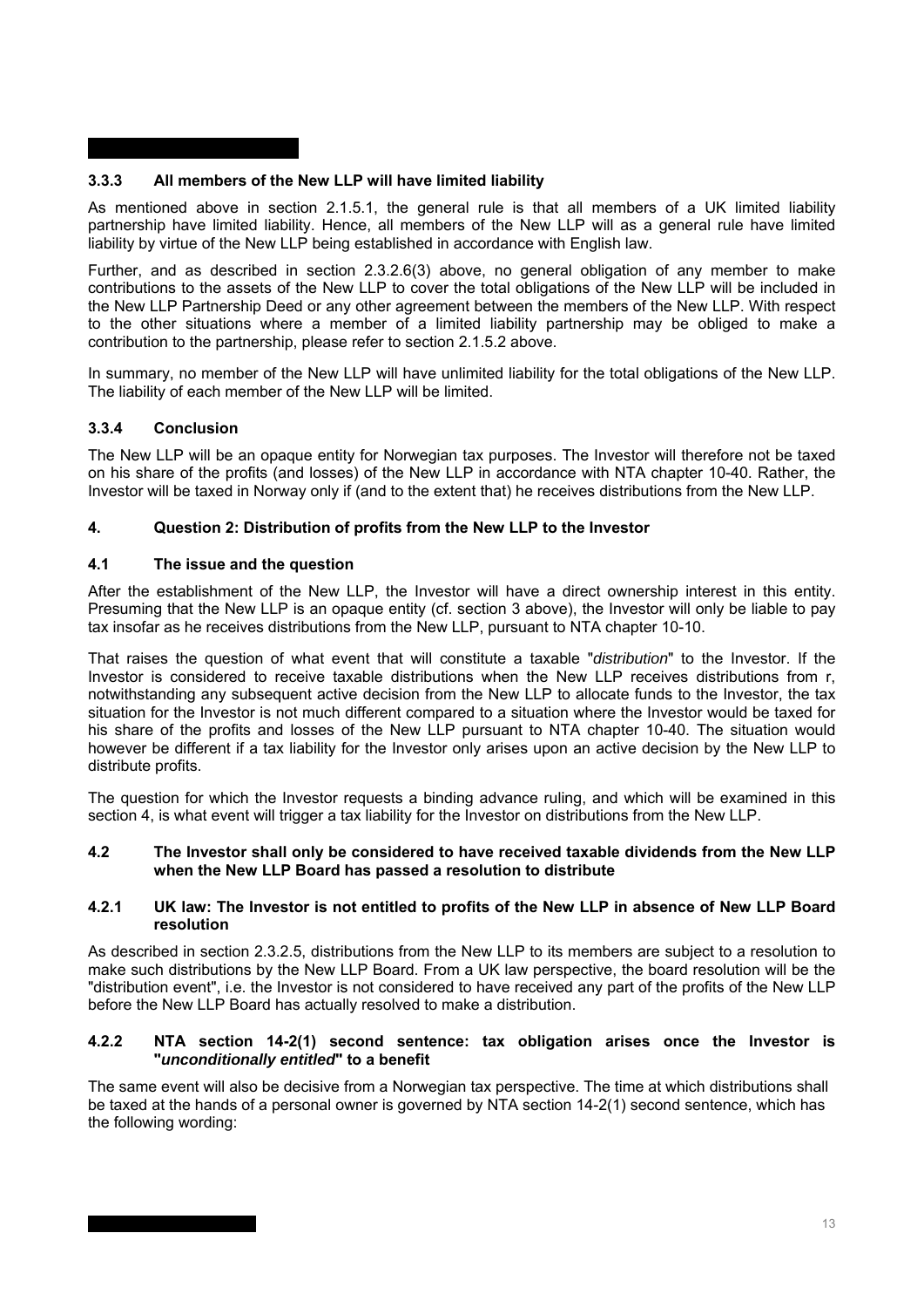### 3.3.3 All members of the New LLP will have limited liability

As mentioned above in section 2.1.5.1, the general rule is that all members of a UK limited liability partnership have limited liability. Hence, all members of the New LLP will as a general rule have limited liability by virtue of the New LLP being established in accordance with English law.

Further, and as described in section 2.3.2.6(3) above, no general obligation of any member to make contributions to the assets of the New LLP to cover the total obligations of the New LLP will be included in the New LLP Partnership Deed or any other agreement between the members of the New LLP. With respect to the other situations where a member of a limited liability partnership may be obliged to make a contribution to the partnership, please refer to section 2.1.5.2 above.

In summary, no member of the New LLP will have unlimited liability for the total obligations of the New LLP. The liability of each member of the New LLP will be limited.

### 3.3.4 Conclusion

The New LLP will be an opaque entity for Norwegian tax purposes. The Investor will therefore not be taxed on his share of the profits (and losses) of the New LLP in accordance with NTA chapter 10-40. Rather, the Investor will be taxed in Norway only if (and to the extent that) he receives distributions from the New LLP.

## 4. Question 2: Distribution of profits from the New LLP to the Investor

### 4.1 The issue and the question

After the establishment of the New LLP, the Investor will have a direct ownership interest in this entity. Presuming that the New LLP is an opaque entity (cf. section 3 above), the Investor will only be liable to pay tax insofar as he receives distributions from the New LLP, pursuant to NTA chapter 10-10.

That raises the question of what event that will constitute a taxable "*distribution*" to the Investor. If the Investor is considered to receive taxable distributions when the New LLP receives distributions from r, notwithstanding any subsequent active decision from the New LLP to allocate funds to the Investor, the tax situation for the Investor is not much different compared to a situation where the Investor would be taxed for his share of the profits and losses of the New LLP pursuant to NTA chapter 10-40. The situation would however be different if a tax liability for the Investor only arises upon an active decision by the New LLP to distribute profits.

The question for which the Investor requests a binding advance ruling, and which will be examined in this section 4, is what event will trigger a tax liability for the Investor on distributions from the New LLP.

### 4.2 The Investor shall only be considered to have received taxable dividends from the New LLP when the New LLP Board has passed a resolution to distribute

#### 4.2.1 UK law: The Investor is not entitled to profits of the New LLP in absence of New LLP Board resolution

As described in section 2.3.2.5, distributions from the New LLP to its members are subject to a resolution to make such distributions by the New LLP Board. From a UK law perspective, the board resolution will be the "distribution event", i.e. the Investor is not considered to have received any part of the profits of the New LLP before the New LLP Board has actually resolved to make a distribution.

#### 4.2.2 NTA section 14-2(1) second sentence: tax obligation arises once the Investor is "*unconditionally entitled*" to a benefit

The same event will also be decisive from a Norwegian tax perspective. The time at which distributions shall be taxed at the hands of a personal owner is governed by NTA section 14-2(1) second sentence, which has the following wording: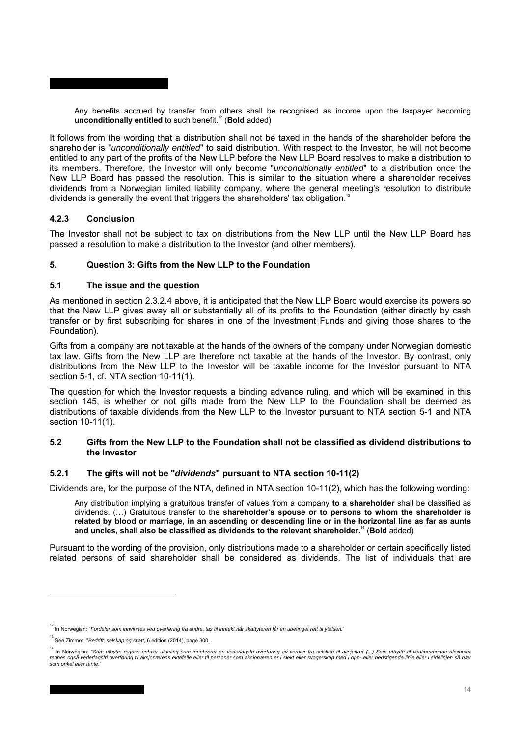> Any benefits accrued by transfer from others shall be recognised as income upon the taxpayer becoming **unconditionally entitled** to such benefit.[12] (**Bold** added)

It follows from the wording that a distribution shall not be taxed in the hands of the shareholder before the shareholder is "*unconditionally entitled*" to said distribution. With respect to the Investor, he will not become entitled to any part of the profits of the New LLP before the New LLP Board resolves to make a distribution to its members. Therefore, the Investor will only become "*unconditionally entitled*" to a distribution once the New LLP Board has passed the resolution. This is similar to the situation where a shareholder receives dividends from a Norwegian limited liability company, where the general meeting's resolution to distribute dividends is generally the event that triggers the shareholders' tax obligation.[13]

#### 4.2.3 Conclusion

The Investor shall not be subject to tax on distributions from the New LLP until the New LLP Board has passed a resolution to make a distribution to the Investor (and other members).

## 5. Question 3: Gifts from the New LLP to the Foundation

### 5.1 The issue and the question

As mentioned in section 2.3.2.4 above, it is anticipated that the New LLP Board would exercise its powers so that the New LLP gives away all or substantially all of its profits to the Foundation (either directly by cash transfer or by first subscribing for shares in one of the Investment Funds and giving those shares to the Foundation).

Gifts from a company are not taxable at the hands of the owners of the company under Norwegian domestic tax law. Gifts from the New LLP are therefore not taxable at the hands of the Investor. By contrast, only distributions from the New LLP to the Investor will be taxable income for the Investor pursuant to NTA section 5-1, cf. NTA section 10-11(1).

The question for which the Investor requests a binding advance ruling, and which will be examined in this section 145, is whether or not gifts made from the New LLP to the Foundation shall be deemed as distributions of taxable dividends from the New LLP to the Investor pursuant to NTA section 5-1 and NTA section 10-11(1).

### 5.2 Gifts from the New LLP to the Foundation shall not be classified as dividend distributions to the Investor

#### 5.2.1 The gifts will not be "*dividends*" pursuant to NTA section 10-11(2)

Dividends are, for the purpose of the NTA, defined in NTA section 10-11(2), which has the following wording:

> Any distribution implying a gratuitous transfer of values from a company **to a shareholder** shall be classified as dividends. (…) Gratuitous transfer to the **shareholder's spouse or to persons to whom the shareholder is related by blood or marriage, in an ascending or descending line or in the horizontal line as far as aunts and uncles, shall also be classified as dividends to the relevant shareholder.**[14] (**Bold** added)

Pursuant to the wording of the provision, only distributions made to a shareholder or certain specifically listed related persons of said shareholder shall be considered as dividends. The list of individuals that are

---

[12] In Norwegian: "*Fordeler som innvinnes ved overføring fra andre, tas til inntekt når skattyteren får en ubetinget rett til ytelsen.*"

[13] See Zimmer, "*Bedrift, selskap og skatt*, 6 edition (2014), page 300.

[14] In Norwegian: "*Som utbytte regnes enhver utdeling som innebærer en vederlagsfri overføring av verdier fra selskap til aksjonær (...) Som utbytte til vedkommende aksjonær regnes også vederlagsfri overføring til aksjonærens ektefelle eller til personer som aksjonæren er i slekt eller svogerskap med i opp- eller nedstigende linje eller i sidelinjen så nær som onkel eller tante.*"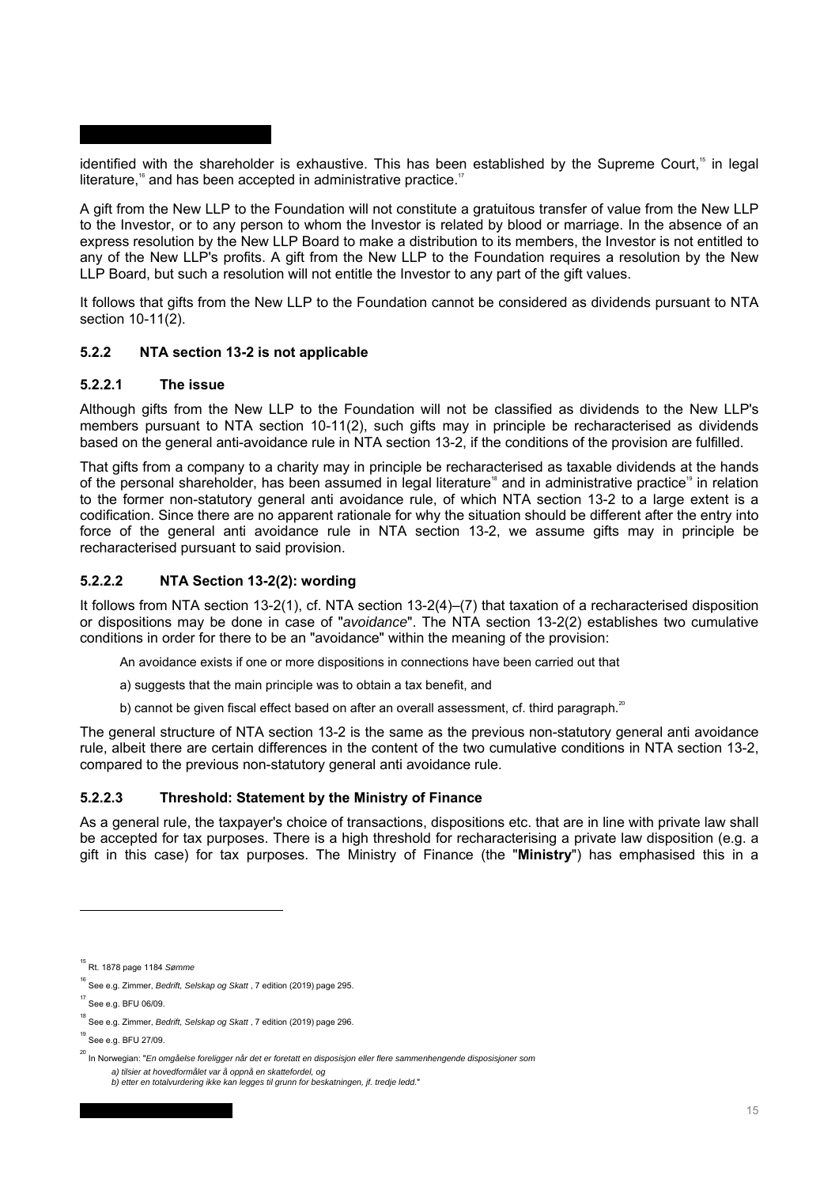identified with the shareholder is exhaustive. This has been established by the Supreme Court,[15] in legal literature,[16] and has been accepted in administrative practice.[17]

A gift from the New LLP to the Foundation will not constitute a gratuitous transfer of value from the New LLP to the Investor, or to any person to whom the Investor is related by blood or marriage. In the absence of an express resolution by the New LLP Board to make a distribution to its members, the Investor is not entitled to any of the New LLP's profits. A gift from the New LLP to the Foundation requires a resolution by the New LLP Board, but such a resolution will not entitle the Investor to any part of the gift values.

It follows that gifts from the New LLP to the Foundation cannot be considered as dividends pursuant to NTA section 10-11(2).

### 5.2.2 NTA section 13-2 is not applicable

#### 5.2.2.1 The issue

Although gifts from the New LLP to the Foundation will not be classified as dividends to the New LLP's members pursuant to NTA section 10-11(2), such gifts may in principle be recharacterised as dividends based on the general anti-avoidance rule in NTA section 13-2, if the conditions of the provision are fulfilled.

That gifts from a company to a charity may in principle be recharacterised as taxable dividends at the hands of the personal shareholder, has been assumed in legal literature[18] and in administrative practice[19] in relation to the former non-statutory general anti avoidance rule, of which NTA section 13-2 to a large extent is a codification. Since there are no apparent rationale for why the situation should be different after the entry into force of the general anti avoidance rule in NTA section 13-2, we assume gifts may in principle be recharacterised pursuant to said provision.

#### 5.2.2.2 NTA Section 13-2(2): wording

It follows from NTA section 13-2(1), cf. NTA section 13-2(4)–(7) that taxation of a recharacterised disposition or dispositions may be done in case of "*avoidance*". The NTA section 13-2(2) establishes two cumulative conditions in order for there to be an "avoidance" within the meaning of the provision:

> An avoidance exists if one or more dispositions in connections have been carried out that
>
> a) suggests that the main principle was to obtain a tax benefit, and
>
> b) cannot be given fiscal effect based on after an overall assessment, cf. third paragraph.[20]

The general structure of NTA section 13-2 is the same as the previous non-statutory general anti avoidance rule, albeit there are certain differences in the content of the two cumulative conditions in NTA section 13-2, compared to the previous non-statutory general anti avoidance rule.

#### 5.2.2.3 Threshold: Statement by the Ministry of Finance

As a general rule, the taxpayer's choice of transactions, dispositions etc. that are in line with private law shall be accepted for tax purposes. There is a high threshold for recharacterising a private law disposition (e.g. a gift in this case) for tax purposes. The Ministry of Finance (the "**Ministry**") has emphasised this in a

---

[15] Rt. 1878 page 1184 *Sømme*

[16] See e.g. Zimmer, *Bedrift, Selskap og Skatt* , 7 edition (2019) page 295.

[17] See e.g. BFU 06/09.

[18] See e.g. Zimmer, *Bedrift, Selskap og Skatt* , 7 edition (2019) page 296.

[19] See e.g. BFU 27/09.

[20] In Norwegian: "*En omgåelse foreligger når det er foretatt en disposisjon eller flere sammenhengende disposisjoner som*
*a) tilsier at hovedformålet var å oppnå en skattefordel, og*
*b) etter en totalvurdering ikke kan legges til grunn for beskatningen, jf. tredje ledd.*"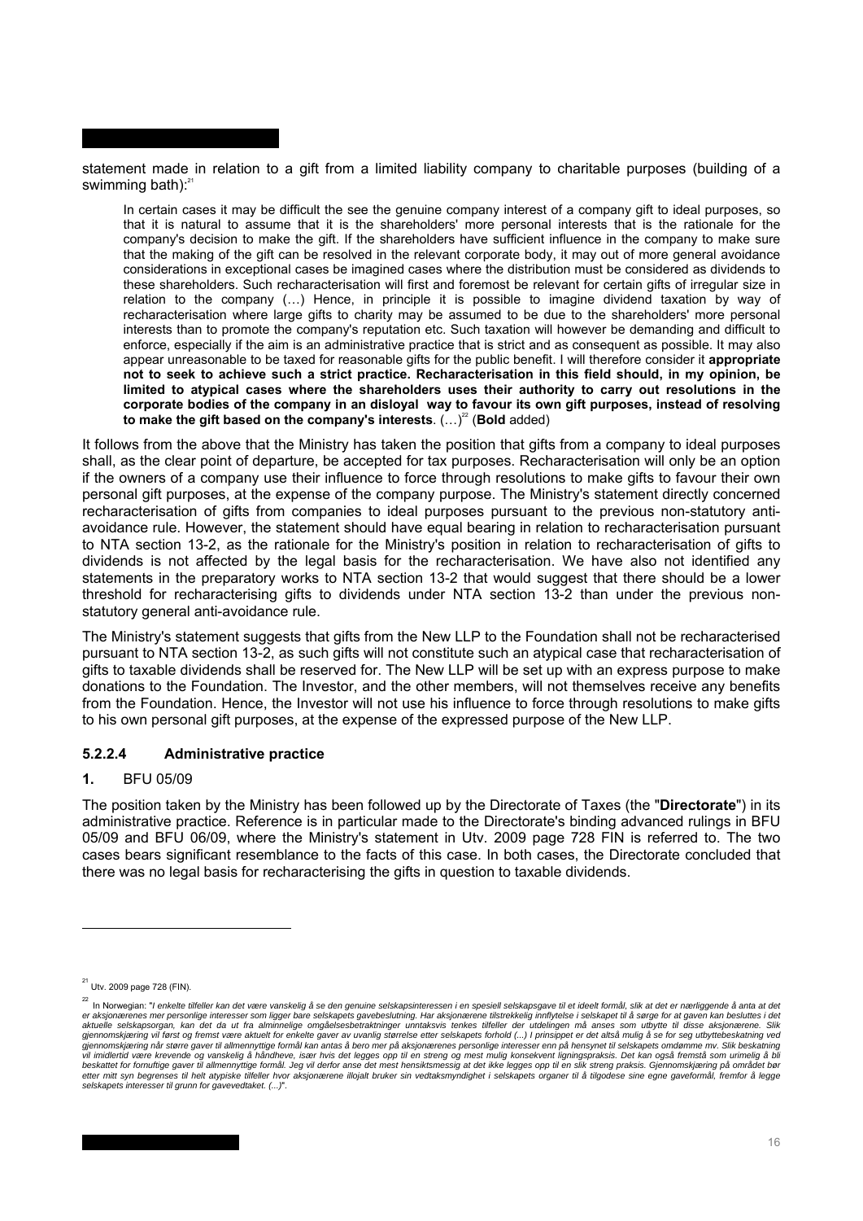statement made in relation to a gift from a limited liability company to charitable purposes (building of a swimming bath):[21]

> In certain cases it may be difficult the see the genuine company interest of a company gift to ideal purposes, so that it is natural to assume that it is the shareholders' more personal interests that is the rationale for the company's decision to make the gift. If the shareholders have sufficient influence in the company to make sure that the making of the gift can be resolved in the relevant corporate body, it may out of more general avoidance considerations in exceptional cases be imagined cases where the distribution must be considered as dividends to these shareholders. Such recharacterisation will first and foremost be relevant for certain gifts of irregular size in relation to the company (…) Hence, in principle it is possible to imagine dividend taxation by way of recharacterisation where large gifts to charity may be assumed to be due to the shareholders' more personal interests than to promote the company's reputation etc. Such taxation will however be demanding and difficult to enforce, especially if the aim is an administrative practice that is strict and as consequent as possible. It may also appear unreasonable to be taxed for reasonable gifts for the public benefit. I will therefore consider it **appropriate not to seek to achieve such a strict practice. Recharacterisation in this field should, in my opinion, be limited to atypical cases where the shareholders uses their authority to carry out resolutions in the corporate bodies of the company in an disloyal way to favour its own gift purposes, instead of resolving to make the gift based on the company's interests**. (…)[22] (**Bold** added)

It follows from the above that the Ministry has taken the position that gifts from a company to ideal purposes shall, as the clear point of departure, be accepted for tax purposes. Recharacterisation will only be an option if the owners of a company use their influence to force through resolutions to make gifts to favour their own personal gift purposes, at the expense of the company purpose. The Ministry's statement directly concerned recharacterisation of gifts from companies to ideal purposes pursuant to the previous non-statutory anti-avoidance rule. However, the statement should have equal bearing in relation to recharacterisation pursuant to NTA section 13-2, as the rationale for the Ministry's position in relation to recharacterisation of gifts to dividends is not affected by the legal basis for the recharacterisation. We have also not identified any statements in the preparatory works to NTA section 13-2 that would suggest that there should be a lower threshold for recharacterising gifts to dividends under NTA section 13-2 than under the previous non-statutory general anti-avoidance rule.

The Ministry's statement suggests that gifts from the New LLP to the Foundation shall not be recharacterised pursuant to NTA section 13-2, as such gifts will not constitute such an atypical case that recharacterisation of gifts to taxable dividends shall be reserved for. The New LLP will be set up with an express purpose to make donations to the Foundation. The Investor, and the other members, will not themselves receive any benefits from the Foundation. Hence, the Investor will not use his influence to force through resolutions to make gifts to his own personal gift purposes, at the expense of the expressed purpose of the New LLP.

#### 5.2.2.4 Administrative practice

**1.** BFU 05/09

The position taken by the Ministry has been followed up by the Directorate of Taxes (the "**Directorate**") in its administrative practice. Reference is in particular made to the Directorate's binding advanced rulings in BFU 05/09 and BFU 06/09, where the Ministry's statement in Utv. 2009 page 728 FIN is referred to. The two cases bears significant resemblance to the facts of this case. In both cases, the Directorate concluded that there was no legal basis for recharacterising the gifts in question to taxable dividends.

---

[21] Utv. 2009 page 728 (FIN).

[22] In Norwegian: "*I enkelte tilfeller kan det være vanskelig å se den genuine selskapsinteressen i en spesiell selskapsgave til et ideelt formål, slik at det er nærliggende å anta at det er aksjonærenes mer personlige interesser som ligger bare selskapets gavebeslutning. Har aksjonærene tilstrekkelig innflytelse i selskapet til å sørge for at gaven kan besluttes i det aktuelle selskapsorgan, kan det da ut fra alminnelige omgåelsesbetraktninger unntaksvis tenkes tilfeller der utdelingen må anses som utbytte til disse aksjonærene. Slik gjennomskjæring vil først og fremst være aktuelt for enkelte gaver av uvanlig størrelse etter selskapets forhold (...) I prinsippet er det altså mulig å se for seg utbyttebeskatning ved gjennomskjæring når større gaver til allmennyttige formål kan antas å bero mer på aksjonærenes personlige interesser enn på hensynet til selskapets omdømme mv. Slik beskatning vil imidlertid være krevende og vanskelig å håndheve, især hvis det legges opp til en streng og mest mulig konsekvent ligningspraksis. Det kan også fremstå som urimelig å bli beskattet for fornuftige gaver til allmennyttige formål. Jeg vil derfor anse det mest hensiktsmessig at det ikke legges opp til en slik streng praksis. Gjennomskjæring på området bør etter mitt syn begrenses til helt atypiske tilfeller hvor aksjonærene illojalt bruker sin vedtaksmyndighet i selskapets organer til å tilgodese sine egne gaveformål, fremfor å legge selskapets interesser til grunn for gavevedtaket. (...)*".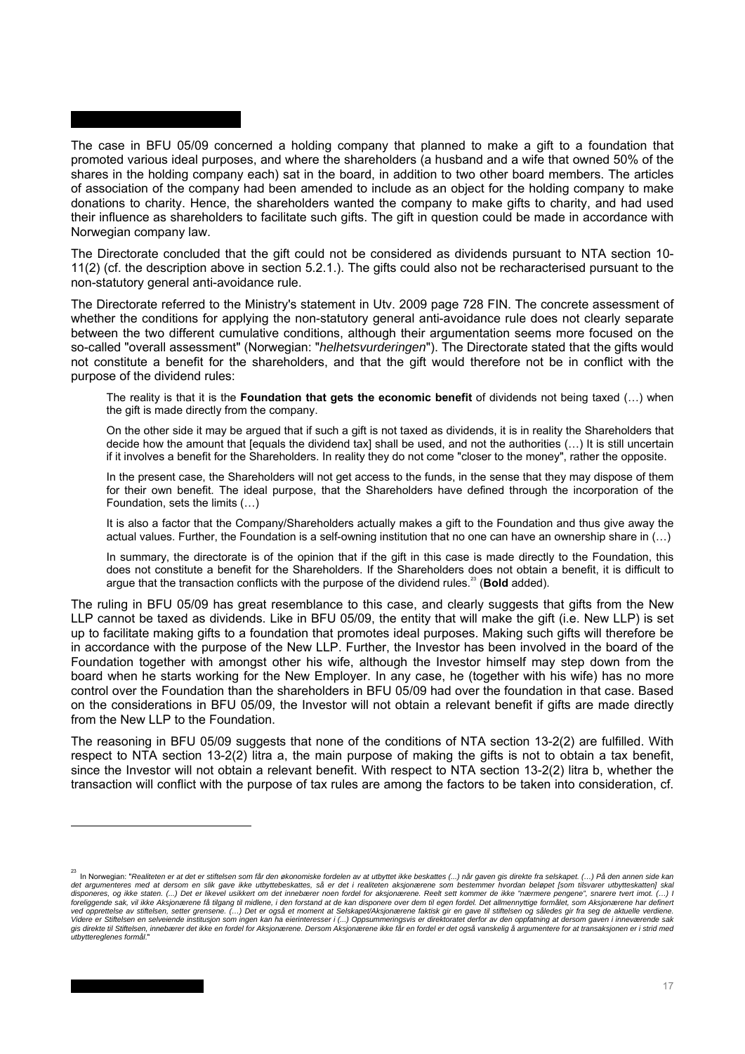The case in BFU 05/09 concerned a holding company that planned to make a gift to a foundation that promoted various ideal purposes, and where the shareholders (a husband and a wife that owned 50% of the shares in the holding company each) sat in the board, in addition to two other board members. The articles of association of the company had been amended to include as an object for the holding company to make donations to charity. Hence, the shareholders wanted the company to make gifts to charity, and had used their influence as shareholders to facilitate such gifts. The gift in question could be made in accordance with Norwegian company law.

The Directorate concluded that the gift could not be considered as dividends pursuant to NTA section 10-11(2) (cf. the description above in section 5.2.1.). The gifts could also not be recharacterised pursuant to the non-statutory general anti-avoidance rule.

The Directorate referred to the Ministry's statement in Utv. 2009 page 728 FIN. The concrete assessment of whether the conditions for applying the non-statutory general anti-avoidance rule does not clearly separate between the two different cumulative conditions, although their argumentation seems more focused on the so-called "overall assessment" (Norwegian: "*helhetsvurderingen*"). The Directorate stated that the gifts would not constitute a benefit for the shareholders, and that the gift would therefore not be in conflict with the purpose of the dividend rules:

> The reality is that it is the **Foundation that gets the economic benefit** of dividends not being taxed (…) when the gift is made directly from the company.
>
> On the other side it may be argued that if such a gift is not taxed as dividends, it is in reality the Shareholders that decide how the amount that [equals the dividend tax] shall be used, and not the authorities (…) It is still uncertain if it involves a benefit for the Shareholders. In reality they do not come "closer to the money", rather the opposite.
>
> In the present case, the Shareholders will not get access to the funds, in the sense that they may dispose of them for their own benefit. The ideal purpose, that the Shareholders have defined through the incorporation of the Foundation, sets the limits (…)
>
> It is also a factor that the Company/Shareholders actually makes a gift to the Foundation and thus give away the actual values. Further, the Foundation is a self-owning institution that no one can have an ownership share in (…)
>
> In summary, the directorate is of the opinion that if the gift in this case is made directly to the Foundation, this does not constitute a benefit for the Shareholders. If the Shareholders does not obtain a benefit, it is difficult to argue that the transaction conflicts with the purpose of the dividend rules.[23] (**Bold** added).

The ruling in BFU 05/09 has great resemblance to this case, and clearly suggests that gifts from the New LLP cannot be taxed as dividends. Like in BFU 05/09, the entity that will make the gift (i.e. New LLP) is set up to facilitate making gifts to a foundation that promotes ideal purposes. Making such gifts will therefore be in accordance with the purpose of the New LLP. Further, the Investor has been involved in the board of the Foundation together with amongst other his wife, although the Investor himself may step down from the board when he starts working for the New Employer. In any case, he (together with his wife) has no more control over the Foundation than the shareholders in BFU 05/09 had over the foundation in that case. Based on the considerations in BFU 05/09, the Investor will not obtain a relevant benefit if gifts are made directly from the New LLP to the Foundation.

The reasoning in BFU 05/09 suggests that none of the conditions of NTA section 13-2(2) are fulfilled. With respect to NTA section 13-2(2) litra a, the main purpose of making the gifts is not to obtain a tax benefit, since the Investor will not obtain a relevant benefit. With respect to NTA section 13-2(2) litra b, whether the transaction will conflict with the purpose of tax rules are among the factors to be taken into consideration, cf.

---

[23] In Norwegian: "*Realiteten er at det er stiftelsen som får den økonomiske fordelen av at utbyttet ikke beskattes (...) når gaven gis direkte fra selskapet. (…) På den annen side kan det argumenteres med at dersom en slik gave ikke utbyttebeskattes, så er det i realiteten aksjonærene som bestemmer hvordan beløpet [som tilsvarer utbytteskatten] skal disponeres, og ikke staten. (...) Det er likevel usikkert om det innebærer noen fordel for aksjonærene. Reelt sett kommer de ikke "nærmere pengene", snarere tvert imot. (…) I foreliggende sak, vil ikke Aksjonærene få tilgang til midlene, i den forstand at de kan disponere over dem til egen fordel. Det allmennyttige formålet, som Aksjonærene har definert ved opprettelse av stiftelsen, setter grensene. (…) Det er også et moment at Selskapet/Aksjonærene faktisk gir en gave til stiftelsen og således gir fra seg de aktuelle verdiene. Videre er Stiftelsen en selveiende institusjon som ingen kan ha eierinteresser i (...) Oppsummeringsvis er direktoratet derfor av den oppfatning at dersom gaven i inneværende sak gis direkte til Stiftelsen, innebærer det ikke en fordel for Aksjonærene. Dersom Aksjonærene ikke får en fordel er det også vanskelig å argumentere for at transaksjonen er i strid med utbyttereglenes formål.*"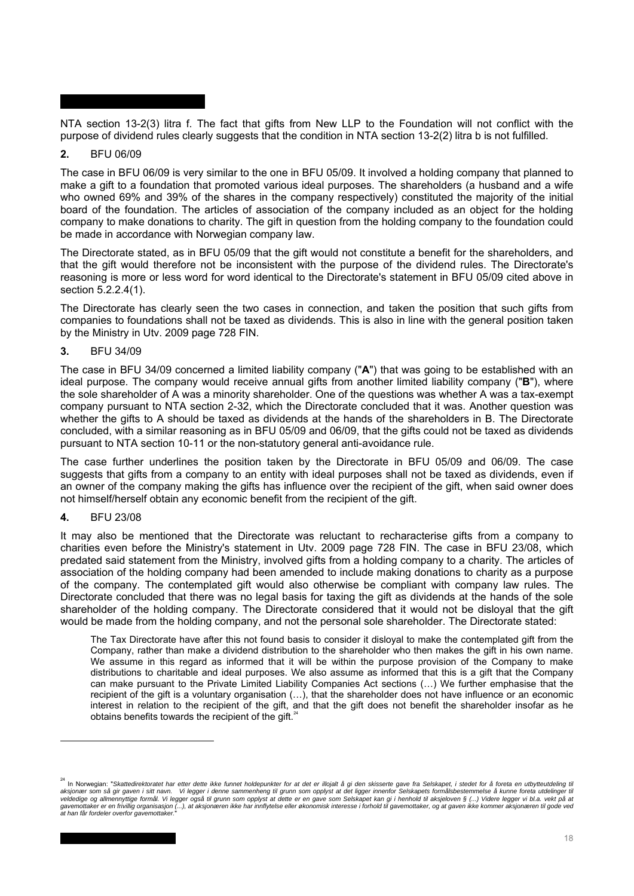NTA section 13-2(3) litra f. The fact that gifts from New LLP to the Foundation will not conflict with the purpose of dividend rules clearly suggests that the condition in NTA section 13-2(2) litra b is not fulfilled.

**2.** BFU 06/09

The case in BFU 06/09 is very similar to the one in BFU 05/09. It involved a holding company that planned to make a gift to a foundation that promoted various ideal purposes. The shareholders (a husband and a wife who owned 69% and 39% of the shares in the company respectively) constituted the majority of the initial board of the foundation. The articles of association of the company included as an object for the holding company to make donations to charity. The gift in question from the holding company to the foundation could be made in accordance with Norwegian company law.

The Directorate stated, as in BFU 05/09 that the gift would not constitute a benefit for the shareholders, and that the gift would therefore not be inconsistent with the purpose of the dividend rules. The Directorate's reasoning is more or less word for word identical to the Directorate's statement in BFU 05/09 cited above in section 5.2.2.4(1).

The Directorate has clearly seen the two cases in connection, and taken the position that such gifts from companies to foundations shall not be taxed as dividends. This is also in line with the general position taken by the Ministry in Utv. 2009 page 728 FIN.

**3.** BFU 34/09

The case in BFU 34/09 concerned a limited liability company ("**A**") that was going to be established with an ideal purpose. The company would receive annual gifts from another limited liability company ("**B**"), where the sole shareholder of A was a minority shareholder. One of the questions was whether A was a tax-exempt company pursuant to NTA section 2-32, which the Directorate concluded that it was. Another question was whether the gifts to A should be taxed as dividends at the hands of the shareholders in B. The Directorate concluded, with a similar reasoning as in BFU 05/09 and 06/09, that the gifts could not be taxed as dividends pursuant to NTA section 10-11 or the non-statutory general anti-avoidance rule.

The case further underlines the position taken by the Directorate in BFU 05/09 and 06/09. The case suggests that gifts from a company to an entity with ideal purposes shall not be taxed as dividends, even if an owner of the company making the gifts has influence over the recipient of the gift, when said owner does not himself/herself obtain any economic benefit from the recipient of the gift.

**4.** BFU 23/08

It may also be mentioned that the Directorate was reluctant to recharacterise gifts from a company to charities even before the Ministry's statement in Utv. 2009 page 728 FIN. The case in BFU 23/08, which predated said statement from the Ministry, involved gifts from a holding company to a charity. The articles of association of the holding company had been amended to include making donations to charity as a purpose of the company. The contemplated gift would also otherwise be compliant with company law rules. The Directorate concluded that there was no legal basis for taxing the gift as dividends at the hands of the sole shareholder of the holding company. The Directorate considered that it would not be disloyal that the gift would be made from the holding company, and not the personal sole shareholder. The Directorate stated:

> The Tax Directorate have after this not found basis to consider it disloyal to make the contemplated gift from the Company, rather than make a dividend distribution to the shareholder who then makes the gift in his own name. We assume in this regard as informed that it will be within the purpose provision of the Company to make distributions to charitable and ideal purposes. We also assume as informed that this is a gift that the Company can make pursuant to the Private Limited Liability Companies Act sections (…) We further emphasise that the recipient of the gift is a voluntary organisation (…), that the shareholder does not have influence or an economic interest in relation to the recipient of the gift, and that the gift does not benefit the shareholder insofar as he obtains benefits towards the recipient of the gift.[24]

[24] In Norwegian: "*Skattedirektoratet har etter dette ikke funnet holdepunkter for at det er illojalt å gi den skisserte gave fra Selskapet, i stedet for å foreta en utbytteutdeling til aksjonær som så gir gaven i sitt navn. Vi legger i denne sammenheng til grunn som opplyst at det ligger innenfor Selskapets formålsbestemmelse å kunne foreta utdelinger til veldedige og allmennyttige formål. Vi legger også til grunn som opplyst at dette er en gave som Selskapet kan gi i henhold til aksjeloven § (...) Videre legger vi bl.a. vekt på at gavemottaker er en frivillig organisasjon (...), at aksjonæren ikke har innflytelse eller økonomisk interesse i forhold til gavemottaker, og at gaven ikke kommer aksjonæren til gode ved at han får fordeler overfor gavemottaker.*"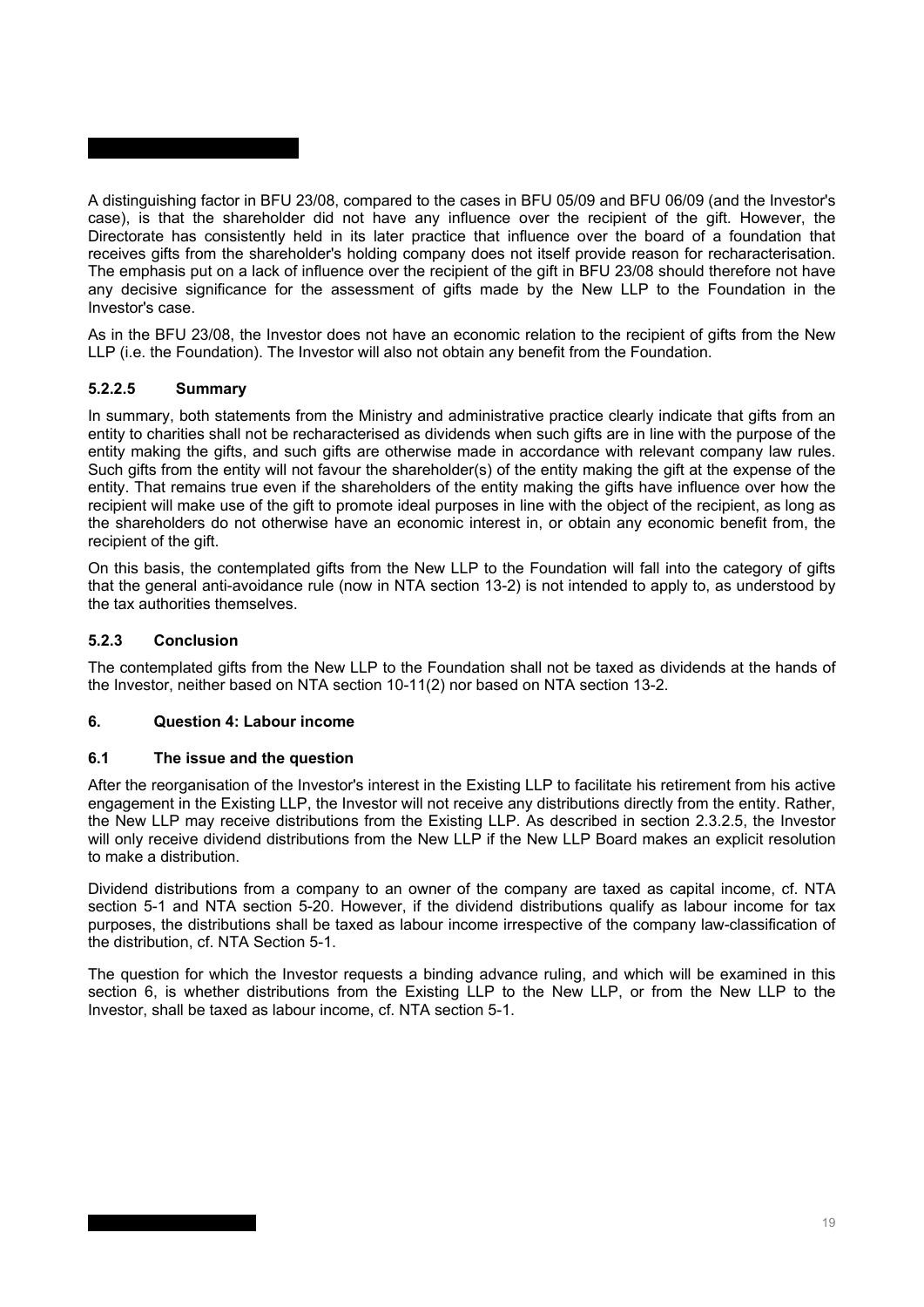A distinguishing factor in BFU 23/08, compared to the cases in BFU 05/09 and BFU 06/09 (and the Investor's case), is that the shareholder did not have any influence over the recipient of the gift. However, the Directorate has consistently held in its later practice that influence over the board of a foundation that receives gifts from the shareholder's holding company does not itself provide reason for recharacterisation. The emphasis put on a lack of influence over the recipient of the gift in BFU 23/08 should therefore not have any decisive significance for the assessment of gifts made by the New LLP to the Foundation in the Investor's case.

As in the BFU 23/08, the Investor does not have an economic relation to the recipient of gifts from the New LLP (i.e. the Foundation). The Investor will also not obtain any benefit from the Foundation.

#### 5.2.2.5 Summary

In summary, both statements from the Ministry and administrative practice clearly indicate that gifts from an entity to charities shall not be recharacterised as dividends when such gifts are in line with the purpose of the entity making the gifts, and such gifts are otherwise made in accordance with relevant company law rules. Such gifts from the entity will not favour the shareholder(s) of the entity making the gift at the expense of the entity. That remains true even if the shareholders of the entity making the gifts have influence over how the recipient will make use of the gift to promote ideal purposes in line with the object of the recipient, as long as the shareholders do not otherwise have an economic interest in, or obtain any economic benefit from, the recipient of the gift.

On this basis, the contemplated gifts from the New LLP to the Foundation will fall into the category of gifts that the general anti-avoidance rule (now in NTA section 13-2) is not intended to apply to, as understood by the tax authorities themselves.

### 5.2.3 Conclusion

The contemplated gifts from the New LLP to the Foundation shall not be taxed as dividends at the hands of the Investor, neither based on NTA section 10-11(2) nor based on NTA section 13-2.

## 6. Question 4: Labour income

### 6.1 The issue and the question

After the reorganisation of the Investor's interest in the Existing LLP to facilitate his retirement from his active engagement in the Existing LLP, the Investor will not receive any distributions directly from the entity. Rather, the New LLP may receive distributions from the Existing LLP. As described in section 2.3.2.5, the Investor will only receive dividend distributions from the New LLP if the New LLP Board makes an explicit resolution to make a distribution.

Dividend distributions from a company to an owner of the company are taxed as capital income, cf. NTA section 5-1 and NTA section 5-20. However, if the dividend distributions qualify as labour income for tax purposes, the distributions shall be taxed as labour income irrespective of the company law-classification of the distribution, cf. NTA Section 5-1.

The question for which the Investor requests a binding advance ruling, and which will be examined in this section 6, is whether distributions from the Existing LLP to the New LLP, or from the New LLP to the Investor, shall be taxed as labour income, cf. NTA section 5-1.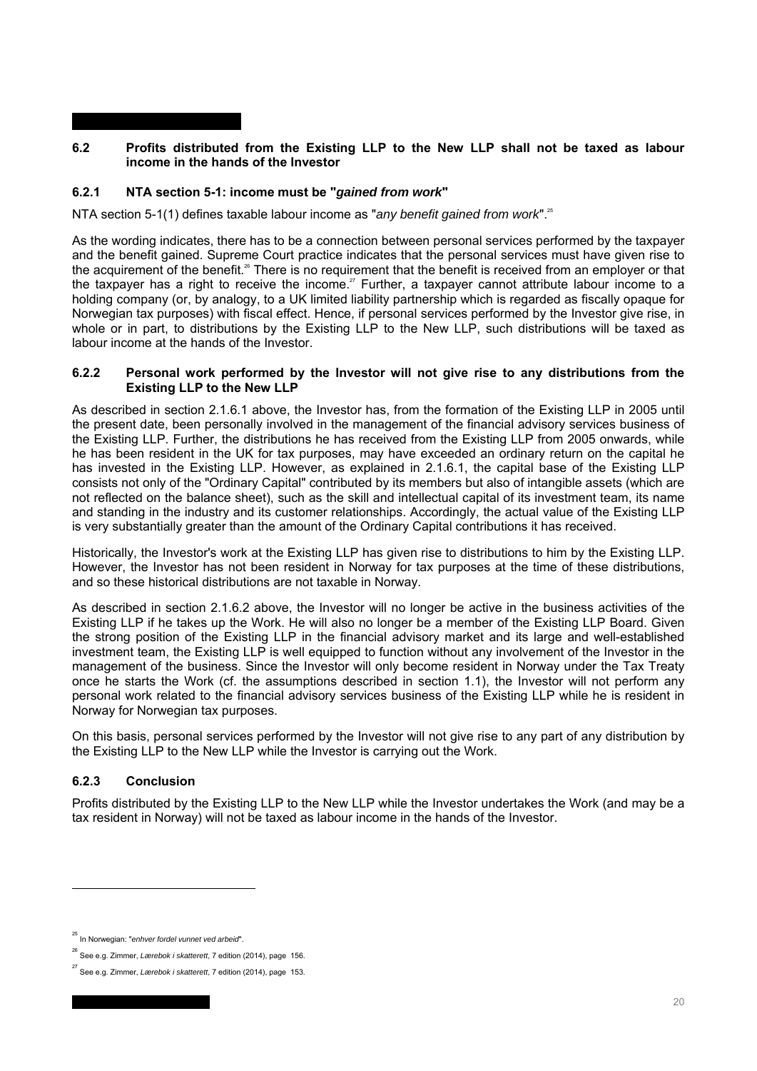### 6.2 Profits distributed from the Existing LLP to the New LLP shall not be taxed as labour income in the hands of the Investor

#### 6.2.1 NTA section 5-1: income must be "*gained from work*"

NTA section 5-1(1) defines taxable labour income as "*any benefit gained from work*".[25]

As the wording indicates, there has to be a connection between personal services performed by the taxpayer and the benefit gained. Supreme Court practice indicates that the personal services must have given rise to the acquirement of the benefit.[26] There is no requirement that the benefit is received from an employer or that the taxpayer has a right to receive the income.[27] Further, a taxpayer cannot attribute labour income to a holding company (or, by analogy, to a UK limited liability partnership which is regarded as fiscally opaque for Norwegian tax purposes) with fiscal effect. Hence, if personal services performed by the Investor give rise, in whole or in part, to distributions by the Existing LLP to the New LLP, such distributions will be taxed as labour income at the hands of the Investor.

#### 6.2.2 Personal work performed by the Investor will not give rise to any distributions from the Existing LLP to the New LLP

As described in section 2.1.6.1 above, the Investor has, from the formation of the Existing LLP in 2005 until the present date, been personally involved in the management of the financial advisory services business of the Existing LLP. Further, the distributions he has received from the Existing LLP from 2005 onwards, while he has been resident in the UK for tax purposes, may have exceeded an ordinary return on the capital he has invested in the Existing LLP. However, as explained in 2.1.6.1, the capital base of the Existing LLP consists not only of the "Ordinary Capital" contributed by its members but also of intangible assets (which are not reflected on the balance sheet), such as the skill and intellectual capital of its investment team, its name and standing in the industry and its customer relationships. Accordingly, the actual value of the Existing LLP is very substantially greater than the amount of the Ordinary Capital contributions it has received.

Historically, the Investor's work at the Existing LLP has given rise to distributions to him by the Existing LLP. However, the Investor has not been resident in Norway for tax purposes at the time of these distributions, and so these historical distributions are not taxable in Norway.

As described in section 2.1.6.2 above, the Investor will no longer be active in the business activities of the Existing LLP if he takes up the Work. He will also no longer be a member of the Existing LLP Board. Given the strong position of the Existing LLP in the financial advisory market and its large and well-established investment team, the Existing LLP is well equipped to function without any involvement of the Investor in the management of the business. Since the Investor will only become resident in Norway under the Tax Treaty once he starts the Work (cf. the assumptions described in section 1.1), the Investor will not perform any personal work related to the financial advisory services business of the Existing LLP while he is resident in Norway for Norwegian tax purposes.

On this basis, personal services performed by the Investor will not give rise to any part of any distribution by the Existing LLP to the New LLP while the Investor is carrying out the Work.

#### 6.2.3 Conclusion

Profits distributed by the Existing LLP to the New LLP while the Investor undertakes the Work (and may be a tax resident in Norway) will not be taxed as labour income in the hands of the Investor.

---

[25] In Norwegian: "*enhver fordel vunnet ved arbeid*".

[26] See e.g. Zimmer, *Lærebok i skatterett*, 7 edition (2014), page 156.

[27] See e.g. Zimmer, *Lærebok i skatterett*, 7 edition (2014), page 153.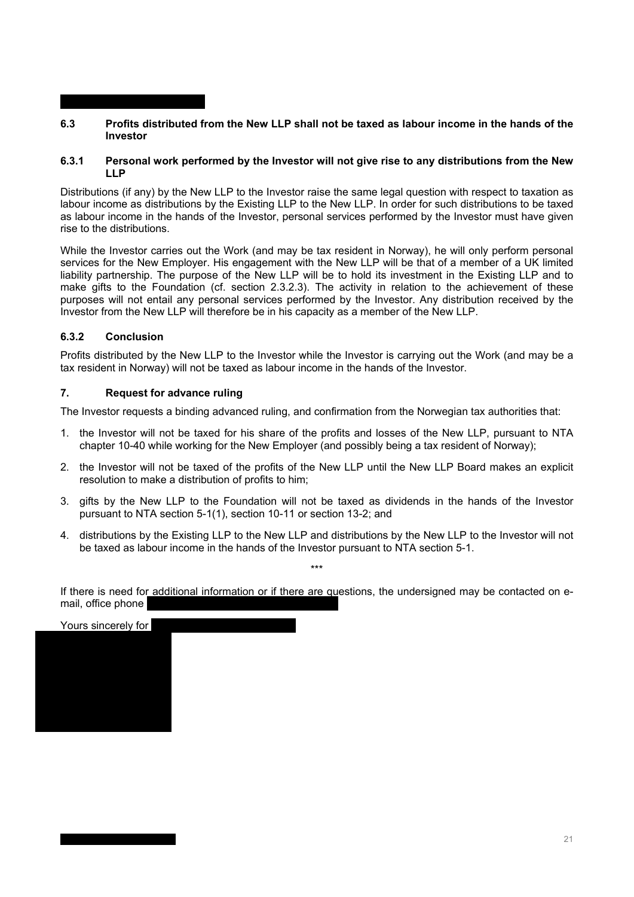### 6.3 Profits distributed from the New LLP shall not be taxed as labour income in the hands of the Investor

#### 6.3.1 Personal work performed by the Investor will not give rise to any distributions from the New LLP

Distributions (if any) by the New LLP to the Investor raise the same legal question with respect to taxation as labour income as distributions by the Existing LLP to the New LLP. In order for such distributions to be taxed as labour income in the hands of the Investor, personal services performed by the Investor must have given rise to the distributions.

While the Investor carries out the Work (and may be tax resident in Norway), he will only perform personal services for the New Employer. His engagement with the New LLP will be that of a member of a UK limited liability partnership. The purpose of the New LLP will be to hold its investment in the Existing LLP and to make gifts to the Foundation (cf. section 2.3.2.3). The activity in relation to the achievement of these purposes will not entail any personal services performed by the Investor. Any distribution received by the Investor from the New LLP will therefore be in his capacity as a member of the New LLP.

#### 6.3.2 Conclusion

Profits distributed by the New LLP to the Investor while the Investor is carrying out the Work (and may be a tax resident in Norway) will not be taxed as labour income in the hands of the Investor.

## 7. Request for advance ruling

The Investor requests a binding advanced ruling, and confirmation from the Norwegian tax authorities that:

1. the Investor will not be taxed for his share of the profits and losses of the New LLP, pursuant to NTA chapter 10-40 while working for the New Employer (and possibly being a tax resident of Norway);
2. the Investor will not be taxed of the profits of the New LLP until the New LLP Board makes an explicit resolution to make a distribution of profits to him;
3. gifts by the New LLP to the Foundation will not be taxed as dividends in the hands of the Investor pursuant to NTA section 5-1(1), section 10-11 or section 13-2; and
4. distributions by the Existing LLP to the New LLP and distributions by the New LLP to the Investor will not be taxed as labour income in the hands of the Investor pursuant to NTA section 5-1.

***

If there is need for additional information or if there are questions, the undersigned may be contacted on e-mail, office phone

Yours sincerely for